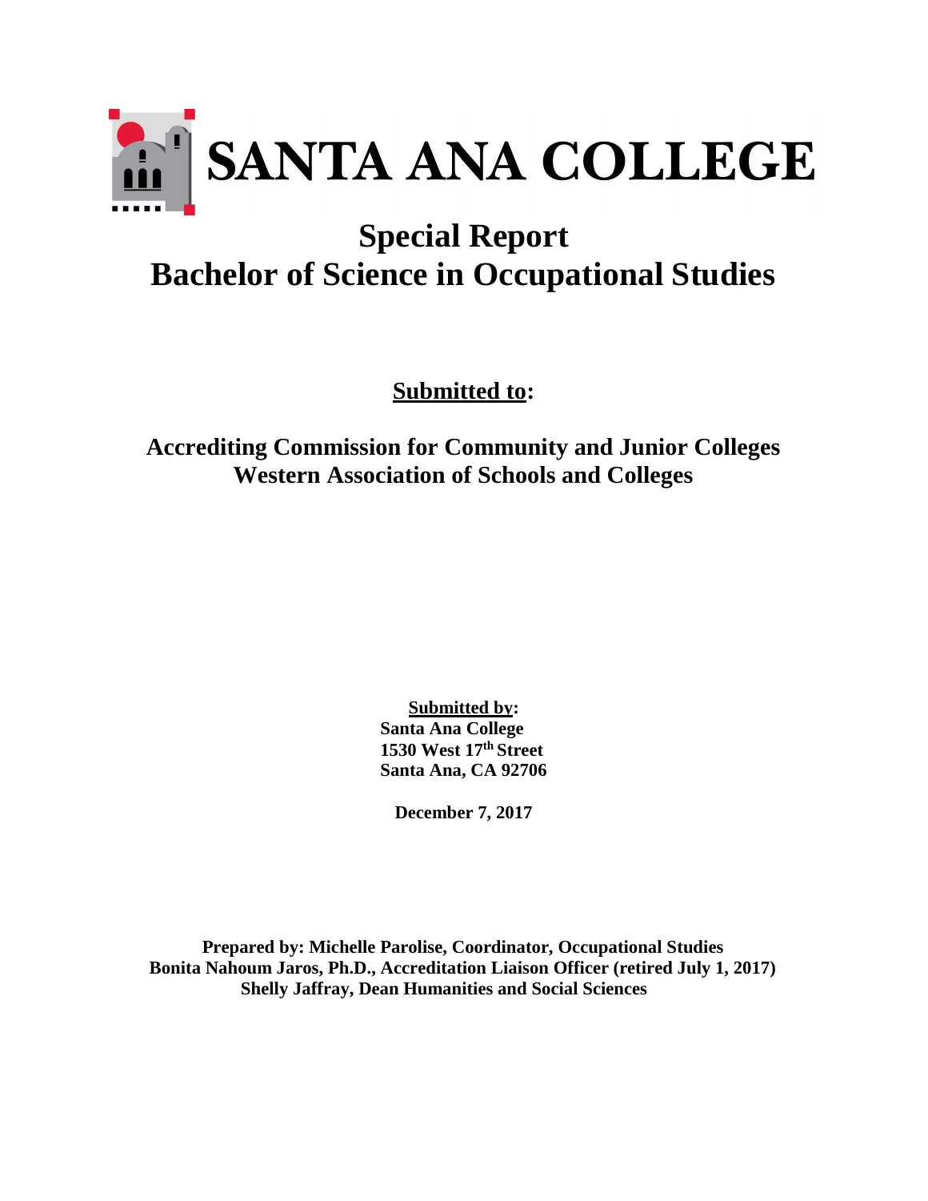# SANTA ANA COLLEGE

# Special Report
# Bachelor of Science in Occupational Studies

**Submitted to:**

**Accrediting Commission for Community and Junior Colleges**
**Western Association of Schools and Colleges**

**Submitted by:**
**Santa Ana College**
**1530 West 17th Street**
**Santa Ana, CA 92706**

**December 7, 2017**

**Prepared by: Michelle Parolise, Coordinator, Occupational Studies**
**Bonita Nahoum Jaros, Ph.D., Accreditation Liaison Officer (retired July 1, 2017)**
**Shelly Jaffray, Dean Humanities and Social Sciences**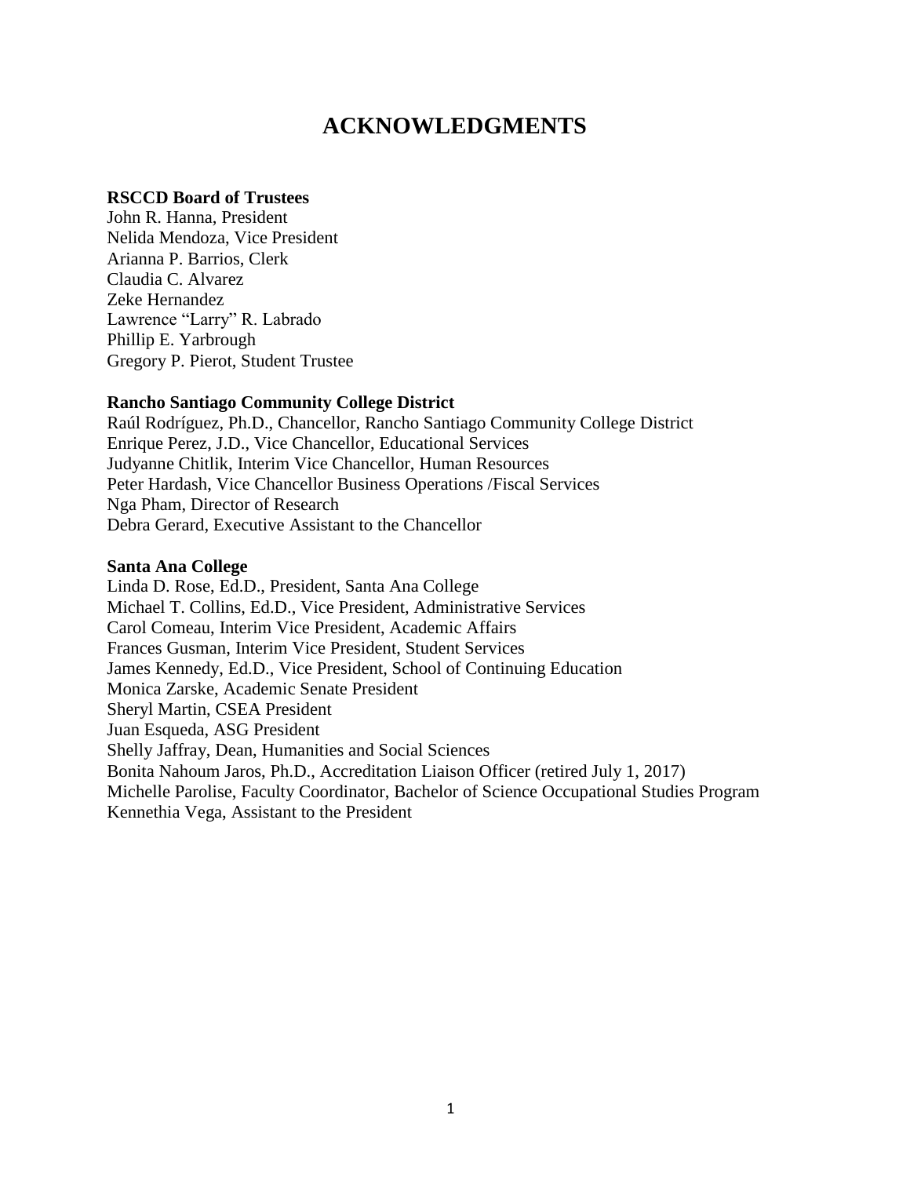# ACKNOWLEDGMENTS

**RSCCD Board of Trustees**
John R. Hanna, President
Nelida Mendoza, Vice President
Arianna P. Barrios, Clerk
Claudia C. Alvarez
Zeke Hernandez
Lawrence "Larry" R. Labrado
Phillip E. Yarbrough
Gregory P. Pierot, Student Trustee

**Rancho Santiago Community College District**
Raúl Rodríguez, Ph.D., Chancellor, Rancho Santiago Community College District
Enrique Perez, J.D., Vice Chancellor, Educational Services
Judyanne Chitlik, Interim Vice Chancellor, Human Resources
Peter Hardash, Vice Chancellor Business Operations /Fiscal Services
Nga Pham, Director of Research
Debra Gerard, Executive Assistant to the Chancellor

**Santa Ana College**
Linda D. Rose, Ed.D., President, Santa Ana College
Michael T. Collins, Ed.D., Vice President, Administrative Services
Carol Comeau, Interim Vice President, Academic Affairs
Frances Gusman, Interim Vice President, Student Services
James Kennedy, Ed.D., Vice President, School of Continuing Education
Monica Zarske, Academic Senate President
Sheryl Martin, CSEA President
Juan Esqueda, ASG President
Shelly Jaffray, Dean, Humanities and Social Sciences
Bonita Nahoum Jaros, Ph.D., Accreditation Liaison Officer (retired July 1, 2017)
Michelle Parolise, Faculty Coordinator, Bachelor of Science Occupational Studies Program
Kennethia Vega, Assistant to the President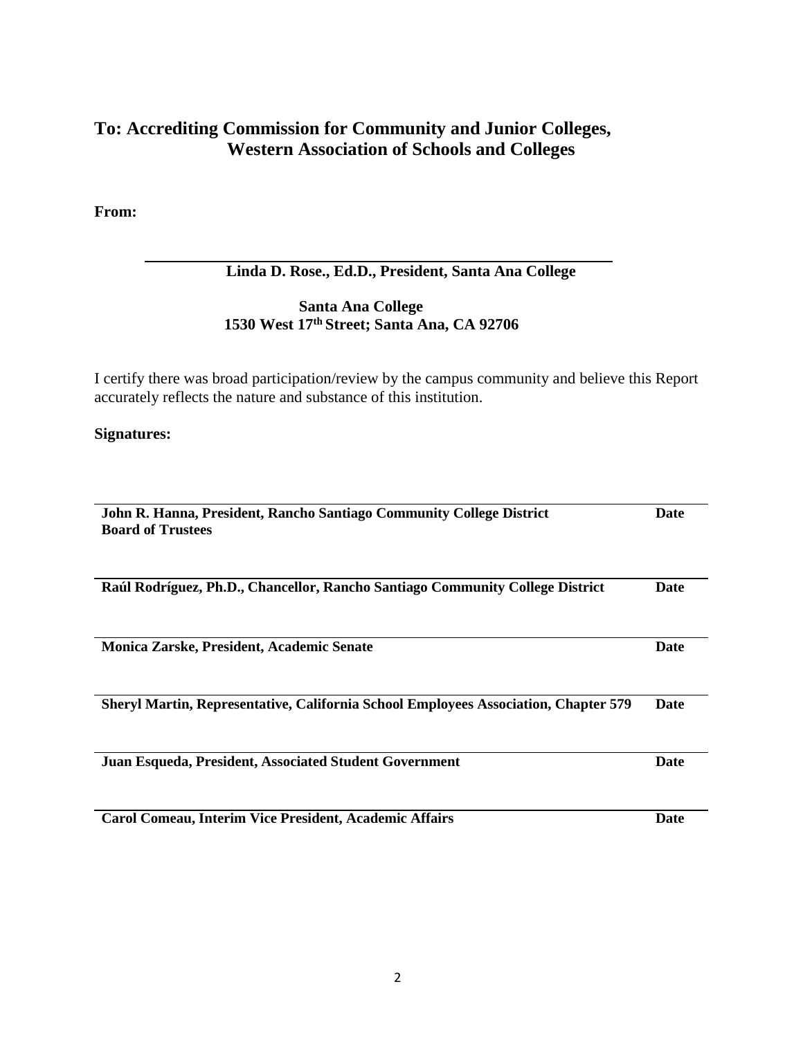## To: Accrediting Commission for Community and Junior Colleges, Western Association of Schools and Colleges

**From:**

**Linda D. Rose., Ed.D., President, Santa Ana College**

**Santa Ana College**
**1530 West 17th Street; Santa Ana, CA 92706**

I certify there was broad participation/review by the campus community and believe this Report accurately reflects the nature and substance of this institution.

**Signatures:**

| | |
|---|---|
| **John R. Hanna, President, Rancho Santiago Community College District Board of Trustees** | **Date** |
| **Raúl Rodríguez, Ph.D., Chancellor, Rancho Santiago Community College District** | **Date** |
| **Monica Zarske, President, Academic Senate** | **Date** |
| **Sheryl Martin, Representative, California School Employees Association, Chapter 579** | **Date** |
| **Juan Esqueda, President, Associated Student Government** | **Date** |
| **Carol Comeau, Interim Vice President, Academic Affairs** | **Date** |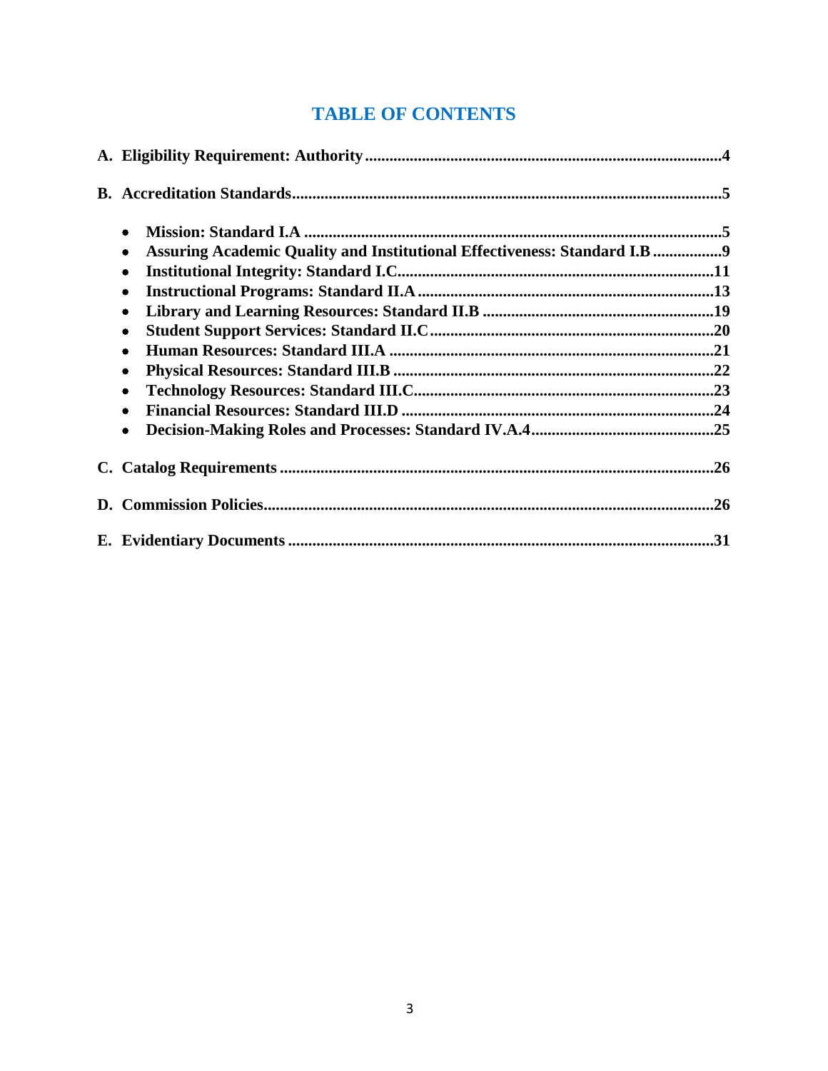# TABLE OF CONTENTS

**A. Eligibility Requirement: Authority....................................................................................4**

**B. Accreditation Standards..........................................................................................................5**

- **Mission: Standard I.A .......................................................................................................5**
- **Assuring Academic Quality and Institutional Effectiveness: Standard I.B .................9**
- **Institutional Integrity: Standard I.C.............................................................................11**
- **Instructional Programs: Standard II.A ........................................................................13**
- **Library and Learning Resources: Standard II.B .........................................................19**
- **Student Support Services: Standard II.C.....................................................................20**
- **Human Resources: Standard III.A ...............................................................................21**
- **Physical Resources: Standard III.B ..............................................................................22**
- **Technology Resources: Standard III.C.........................................................................23**
- **Financial Resources: Standard III.D ............................................................................24**
- **Decision-Making Roles and Processes: Standard IV.A.4.............................................25**

**C. Catalog Requirements ..........................................................................................................26**

**D. Commission Policies...............................................................................................................26**

**E. Evidentiary Documents ........................................................................................................31**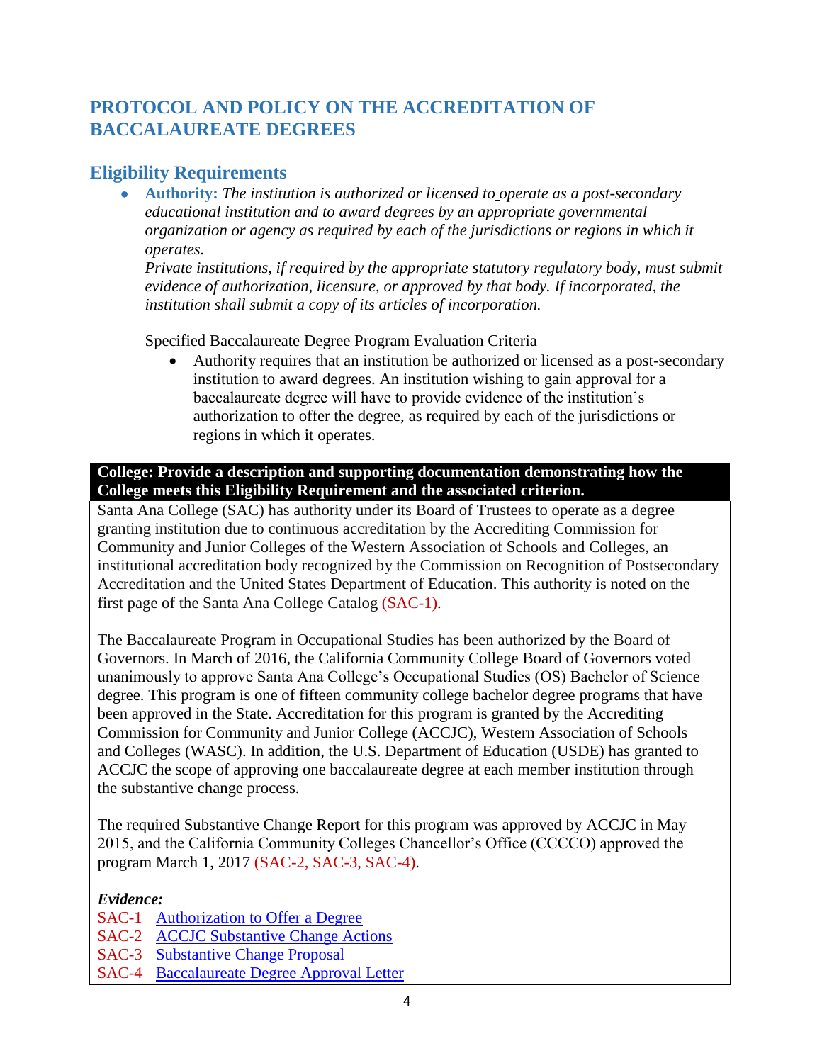# PROTOCOL AND POLICY ON THE ACCREDITATION OF BACCALAUREATE DEGREES

## Eligibility Requirements

- **Authority:** *The institution is authorized or licensed to operate as a post-secondary educational institution and to award degrees by an appropriate governmental organization or agency as required by each of the jurisdictions or regions in which it operates.*
  *Private institutions, if required by the appropriate statutory regulatory body, must submit evidence of authorization, licensure, or approved by that body. If incorporated, the institution shall submit a copy of its articles of incorporation.*

  Specified Baccalaureate Degree Program Evaluation Criteria

  - Authority requires that an institution be authorized or licensed as a post-secondary institution to award degrees. An institution wishing to gain approval for a baccalaureate degree will have to provide evidence of the institution's authorization to offer the degree, as required by each of the jurisdictions or regions in which it operates.

**College: Provide a description and supporting documentation demonstrating how the College meets this Eligibility Requirement and the associated criterion.**

Santa Ana College (SAC) has authority under its Board of Trustees to operate as a degree granting institution due to continuous accreditation by the Accrediting Commission for Community and Junior Colleges of the Western Association of Schools and Colleges, an institutional accreditation body recognized by the Commission on Recognition of Postsecondary Accreditation and the United States Department of Education. This authority is noted on the first page of the Santa Ana College Catalog (SAC-1).

The Baccalaureate Program in Occupational Studies has been authorized by the Board of Governors. In March of 2016, the California Community College Board of Governors voted unanimously to approve Santa Ana College's Occupational Studies (OS) Bachelor of Science degree. This program is one of fifteen community college bachelor degree programs that have been approved in the State. Accreditation for this program is granted by the Accrediting Commission for Community and Junior College (ACCJC), Western Association of Schools and Colleges (WASC). In addition, the U.S. Department of Education (USDE) has granted to ACCJC the scope of approving one baccalaureate degree at each member institution through the substantive change process.

The required Substantive Change Report for this program was approved by ACCJC in May 2015, and the California Community Colleges Chancellor's Office (CCCCO) approved the program March 1, 2017 (SAC-2, SAC-3, SAC-4).

***Evidence:***

SAC-1 Authorization to Offer a Degree
SAC-2 ACCJC Substantive Change Actions
SAC-3 Substantive Change Proposal
SAC-4 Baccalaureate Degree Approval Letter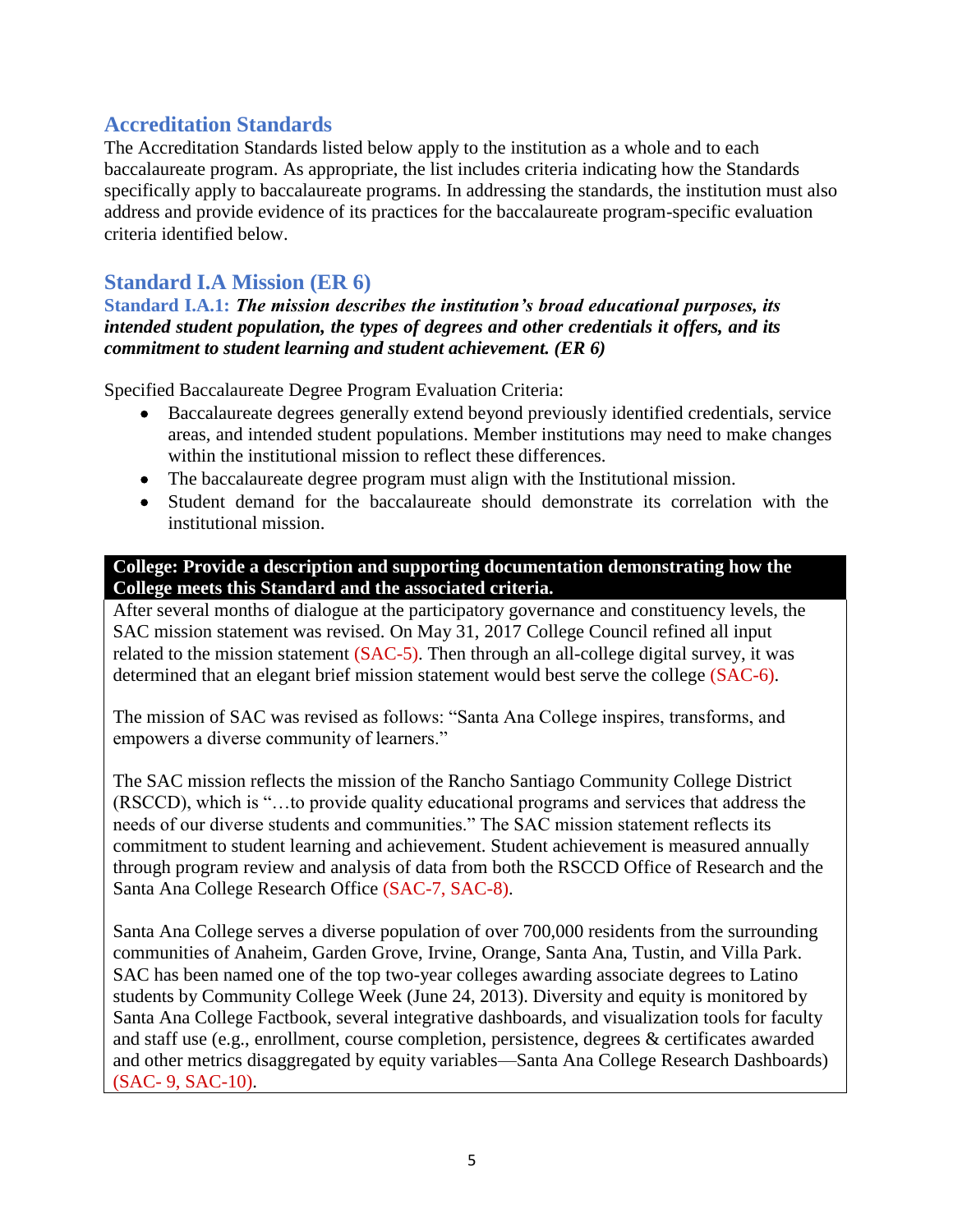## Accreditation Standards

The Accreditation Standards listed below apply to the institution as a whole and to each baccalaureate program. As appropriate, the list includes criteria indicating how the Standards specifically apply to baccalaureate programs. In addressing the standards, the institution must also address and provide evidence of its practices for the baccalaureate program-specific evaluation criteria identified below.

## Standard I.A Mission (ER 6)

**Standard I.A.1:** ***The mission describes the institution's broad educational purposes, its intended student population, the types of degrees and other credentials it offers, and its commitment to student learning and student achievement. (ER 6)***

Specified Baccalaureate Degree Program Evaluation Criteria:

- Baccalaureate degrees generally extend beyond previously identified credentials, service areas, and intended student populations. Member institutions may need to make changes within the institutional mission to reflect these differences.
- The baccalaureate degree program must align with the Institutional mission.
- Student demand for the baccalaureate should demonstrate its correlation with the institutional mission.

**College: Provide a description and supporting documentation demonstrating how the College meets this Standard and the associated criteria.**

After several months of dialogue at the participatory governance and constituency levels, the SAC mission statement was revised. On May 31, 2017 College Council refined all input related to the mission statement (SAC-5). Then through an all-college digital survey, it was determined that an elegant brief mission statement would best serve the college (SAC-6).

The mission of SAC was revised as follows: "Santa Ana College inspires, transforms, and empowers a diverse community of learners."

The SAC mission reflects the mission of the Rancho Santiago Community College District (RSCCD), which is "…to provide quality educational programs and services that address the needs of our diverse students and communities." The SAC mission statement reflects its commitment to student learning and achievement. Student achievement is measured annually through program review and analysis of data from both the RSCCD Office of Research and the Santa Ana College Research Office (SAC-7, SAC-8).

Santa Ana College serves a diverse population of over 700,000 residents from the surrounding communities of Anaheim, Garden Grove, Irvine, Orange, Santa Ana, Tustin, and Villa Park. SAC has been named one of the top two-year colleges awarding associate degrees to Latino students by Community College Week (June 24, 2013). Diversity and equity is monitored by Santa Ana College Factbook, several integrative dashboards, and visualization tools for faculty and staff use (e.g., enrollment, course completion, persistence, degrees & certificates awarded and other metrics disaggregated by equity variables—Santa Ana College Research Dashboards) (SAC- 9, SAC-10).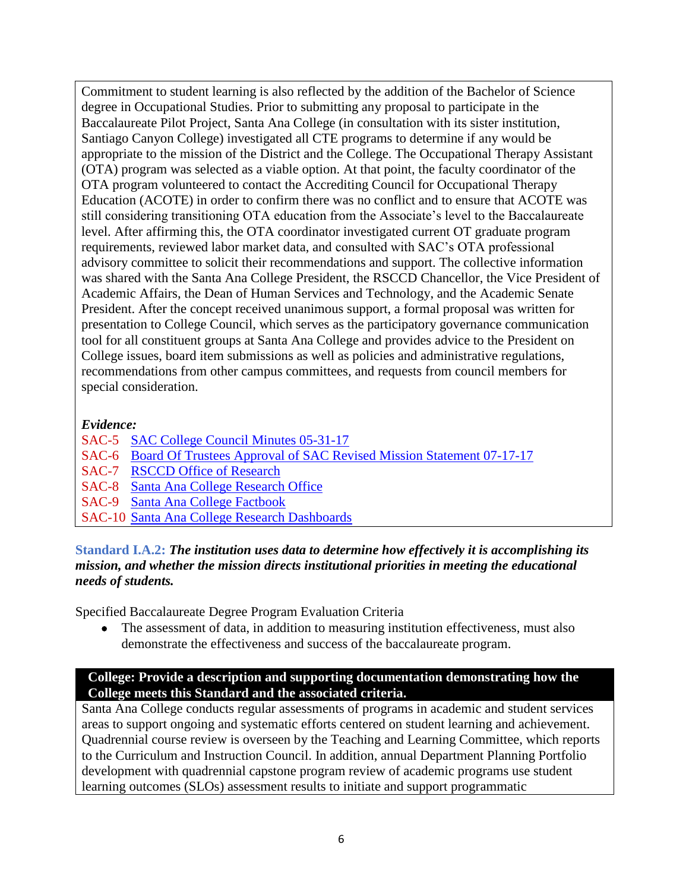Commitment to student learning is also reflected by the addition of the Bachelor of Science degree in Occupational Studies. Prior to submitting any proposal to participate in the Baccalaureate Pilot Project, Santa Ana College (in consultation with its sister institution, Santiago Canyon College) investigated all CTE programs to determine if any would be appropriate to the mission of the District and the College. The Occupational Therapy Assistant (OTA) program was selected as a viable option. At that point, the faculty coordinator of the OTA program volunteered to contact the Accrediting Council for Occupational Therapy Education (ACOTE) in order to confirm there was no conflict and to ensure that ACOTE was still considering transitioning OTA education from the Associate's level to the Baccalaureate level. After affirming this, the OTA coordinator investigated current OT graduate program requirements, reviewed labor market data, and consulted with SAC's OTA professional advisory committee to solicit their recommendations and support. The collective information was shared with the Santa Ana College President, the RSCCD Chancellor, the Vice President of Academic Affairs, the Dean of Human Services and Technology, and the Academic Senate President. After the concept received unanimous support, a formal proposal was written for presentation to College Council, which serves as the participatory governance communication tool for all constituent groups at Santa Ana College and provides advice to the President on College issues, board item submissions as well as policies and administrative regulations, recommendations from other campus committees, and requests from council members for special consideration.

***Evidence:***

SAC-5 SAC College Council Minutes 05-31-17
SAC-6 Board Of Trustees Approval of SAC Revised Mission Statement 07-17-17
SAC-7 RSCCD Office of Research
SAC-8 Santa Ana College Research Office
SAC-9 Santa Ana College Factbook
SAC-10 Santa Ana College Research Dashboards

**Standard I.A.2:** ***The institution uses data to determine how effectively it is accomplishing its mission, and whether the mission directs institutional priorities in meeting the educational needs of students.***

Specified Baccalaureate Degree Program Evaluation Criteria

- The assessment of data, in addition to measuring institution effectiveness, must also demonstrate the effectiveness and success of the baccalaureate program.

**College: Provide a description and supporting documentation demonstrating how the College meets this Standard and the associated criteria.**

Santa Ana College conducts regular assessments of programs in academic and student services areas to support ongoing and systematic efforts centered on student learning and achievement. Quadrennial course review is overseen by the Teaching and Learning Committee, which reports to the Curriculum and Instruction Council. In addition, annual Department Planning Portfolio development with quadrennial capstone program review of academic programs use student learning outcomes (SLOs) assessment results to initiate and support programmatic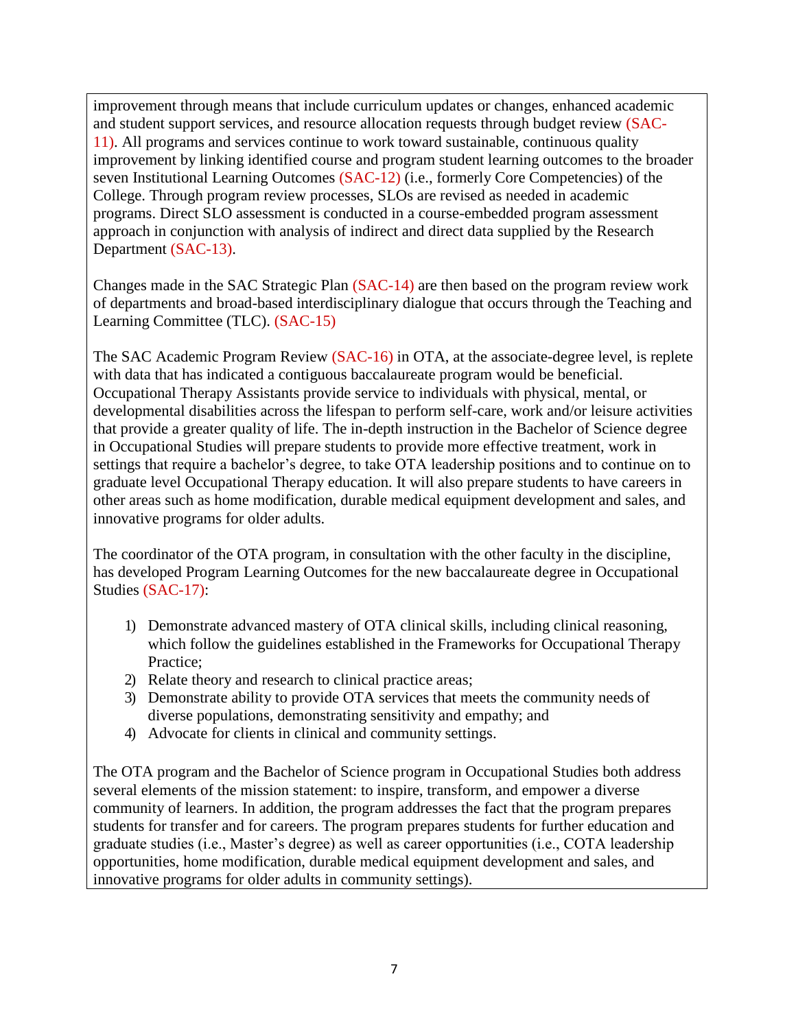improvement through means that include curriculum updates or changes, enhanced academic and student support services, and resource allocation requests through budget review (SAC-11). All programs and services continue to work toward sustainable, continuous quality improvement by linking identified course and program student learning outcomes to the broader seven Institutional Learning Outcomes (SAC-12) (i.e., formerly Core Competencies) of the College. Through program review processes, SLOs are revised as needed in academic programs. Direct SLO assessment is conducted in a course-embedded program assessment approach in conjunction with analysis of indirect and direct data supplied by the Research Department (SAC-13).

Changes made in the SAC Strategic Plan (SAC-14) are then based on the program review work of departments and broad-based interdisciplinary dialogue that occurs through the Teaching and Learning Committee (TLC). (SAC-15)

The SAC Academic Program Review (SAC-16) in OTA, at the associate-degree level, is replete with data that has indicated a contiguous baccalaureate program would be beneficial. Occupational Therapy Assistants provide service to individuals with physical, mental, or developmental disabilities across the lifespan to perform self-care, work and/or leisure activities that provide a greater quality of life. The in-depth instruction in the Bachelor of Science degree in Occupational Studies will prepare students to provide more effective treatment, work in settings that require a bachelor's degree, to take OTA leadership positions and to continue on to graduate level Occupational Therapy education. It will also prepare students to have careers in other areas such as home modification, durable medical equipment development and sales, and innovative programs for older adults.

The coordinator of the OTA program, in consultation with the other faculty in the discipline, has developed Program Learning Outcomes for the new baccalaureate degree in Occupational Studies (SAC-17):

1) Demonstrate advanced mastery of OTA clinical skills, including clinical reasoning, which follow the guidelines established in the Frameworks for Occupational Therapy Practice;
2) Relate theory and research to clinical practice areas;
3) Demonstrate ability to provide OTA services that meets the community needs of diverse populations, demonstrating sensitivity and empathy; and
4) Advocate for clients in clinical and community settings.

The OTA program and the Bachelor of Science program in Occupational Studies both address several elements of the mission statement: to inspire, transform, and empower a diverse community of learners. In addition, the program addresses the fact that the program prepares students for transfer and for careers. The program prepares students for further education and graduate studies (i.e., Master's degree) as well as career opportunities (i.e., COTA leadership opportunities, home modification, durable medical equipment development and sales, and innovative programs for older adults in community settings).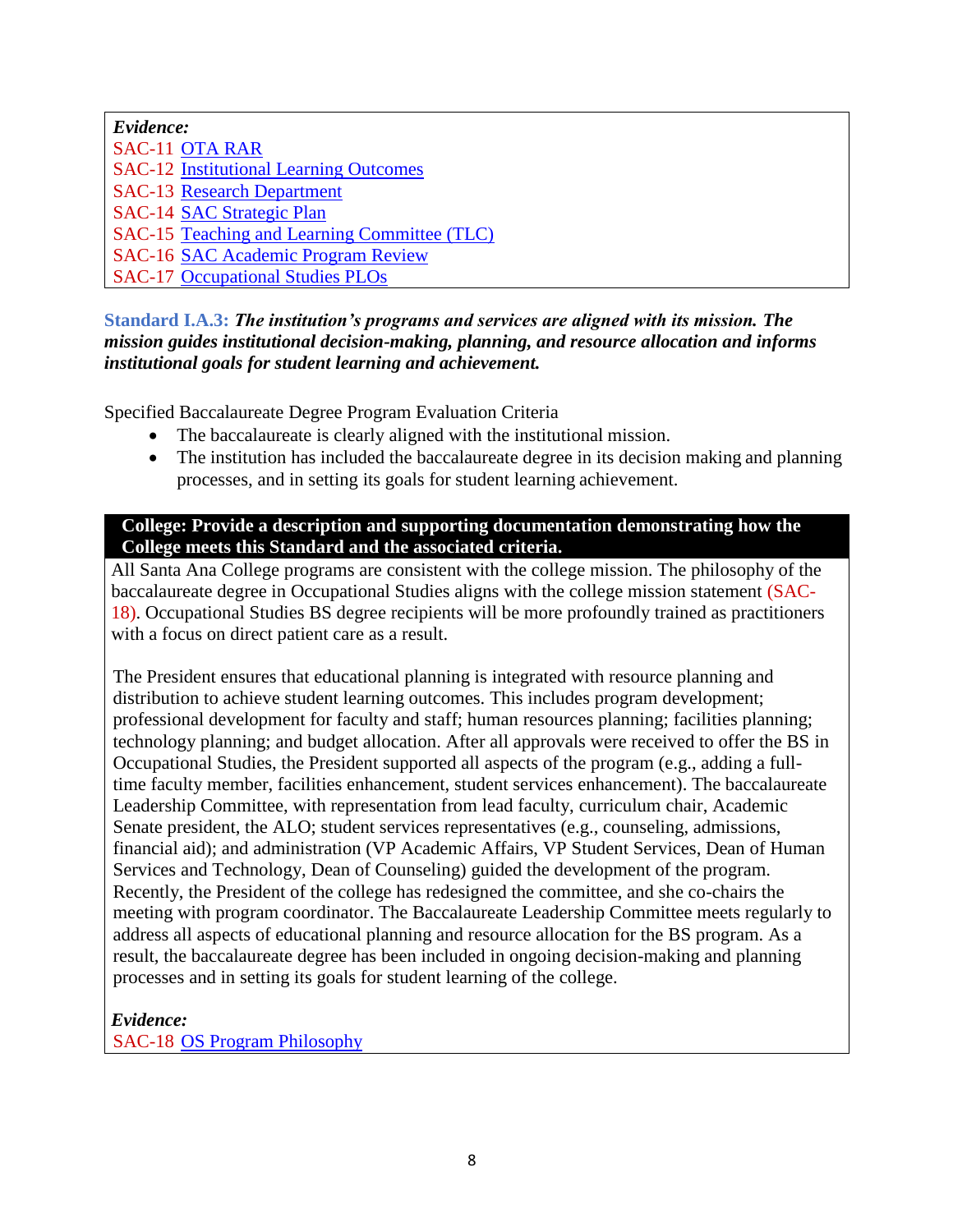*Evidence:*
SAC-11 OTA RAR
SAC-12 Institutional Learning Outcomes
SAC-13 Research Department
SAC-14 SAC Strategic Plan
SAC-15 Teaching and Learning Committee (TLC)
SAC-16 SAC Academic Program Review
SAC-17 Occupational Studies PLOs

**Standard I.A.3:** ***The institution's programs and services are aligned with its mission. The mission guides institutional decision-making, planning, and resource allocation and informs institutional goals for student learning and achievement.***

Specified Baccalaureate Degree Program Evaluation Criteria

- The baccalaureate is clearly aligned with the institutional mission.
- The institution has included the baccalaureate degree in its decision making and planning processes, and in setting its goals for student learning achievement.

**College: Provide a description and supporting documentation demonstrating how the College meets this Standard and the associated criteria.**

All Santa Ana College programs are consistent with the college mission. The philosophy of the baccalaureate degree in Occupational Studies aligns with the college mission statement (SAC-18). Occupational Studies BS degree recipients will be more profoundly trained as practitioners with a focus on direct patient care as a result.

The President ensures that educational planning is integrated with resource planning and distribution to achieve student learning outcomes. This includes program development; professional development for faculty and staff; human resources planning; facilities planning; technology planning; and budget allocation. After all approvals were received to offer the BS in Occupational Studies, the President supported all aspects of the program (e.g., adding a full-time faculty member, facilities enhancement, student services enhancement). The baccalaureate Leadership Committee, with representation from lead faculty, curriculum chair, Academic Senate president, the ALO; student services representatives (e.g., counseling, admissions, financial aid); and administration (VP Academic Affairs, VP Student Services, Dean of Human Services and Technology, Dean of Counseling) guided the development of the program. Recently, the President of the college has redesigned the committee, and she co-chairs the meeting with program coordinator. The Baccalaureate Leadership Committee meets regularly to address all aspects of educational planning and resource allocation for the BS program. As a result, the baccalaureate degree has been included in ongoing decision-making and planning processes and in setting its goals for student learning of the college.

*Evidence:*
SAC-18 OS Program Philosophy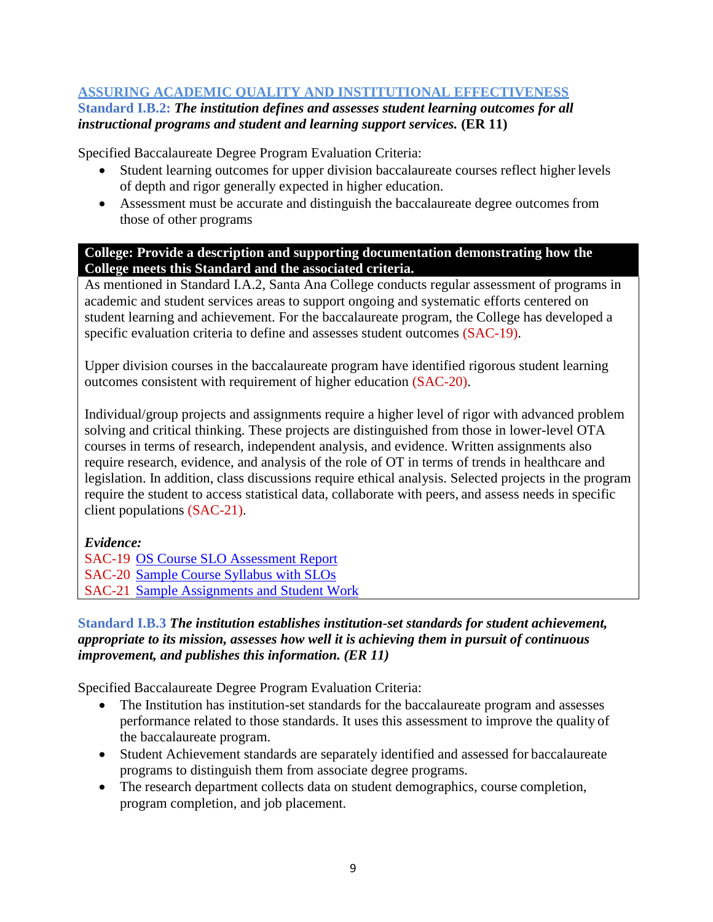## ASSURING ACADEMIC QUALITY AND INSTITUTIONAL EFFECTIVENESS

**Standard I.B.2:** ***The institution defines and assesses student learning outcomes for all instructional programs and student and learning support services.*** **(ER 11)**

Specified Baccalaureate Degree Program Evaluation Criteria:

- Student learning outcomes for upper division baccalaureate courses reflect higher levels of depth and rigor generally expected in higher education.
- Assessment must be accurate and distinguish the baccalaureate degree outcomes from those of other programs

**College: Provide a description and supporting documentation demonstrating how the College meets this Standard and the associated criteria.**

As mentioned in Standard I.A.2, Santa Ana College conducts regular assessment of programs in academic and student services areas to support ongoing and systematic efforts centered on student learning and achievement. For the baccalaureate program, the College has developed a specific evaluation criteria to define and assesses student outcomes (SAC-19).

Upper division courses in the baccalaureate program have identified rigorous student learning outcomes consistent with requirement of higher education (SAC-20).

Individual/group projects and assignments require a higher level of rigor with advanced problem solving and critical thinking. These projects are distinguished from those in lower-level OTA courses in terms of research, independent analysis, and evidence. Written assignments also require research, evidence, and analysis of the role of OT in terms of trends in healthcare and legislation. In addition, class discussions require ethical analysis. Selected projects in the program require the student to access statistical data, collaborate with peers, and assess needs in specific client populations (SAC-21).

***Evidence:***

SAC-19 OS Course SLO Assessment Report
SAC-20 Sample Course Syllabus with SLOs
SAC-21 Sample Assignments and Student Work

**Standard I.B.3** ***The institution establishes institution-set standards for student achievement, appropriate to its mission, assesses how well it is achieving them in pursuit of continuous improvement, and publishes this information. (ER 11)***

Specified Baccalaureate Degree Program Evaluation Criteria:

- The Institution has institution-set standards for the baccalaureate program and assesses performance related to those standards. It uses this assessment to improve the quality of the baccalaureate program.
- Student Achievement standards are separately identified and assessed for baccalaureate programs to distinguish them from associate degree programs.
- The research department collects data on student demographics, course completion, program completion, and job placement.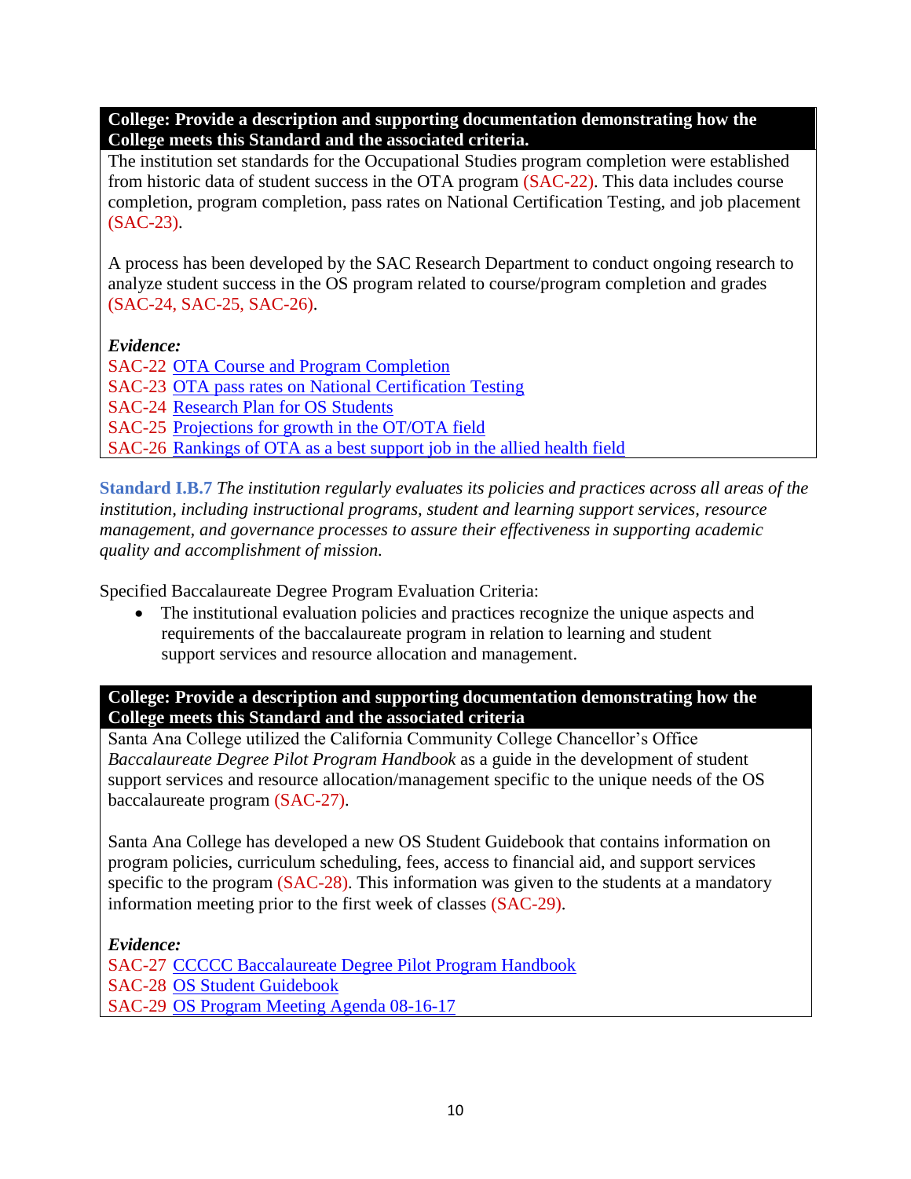**College: Provide a description and supporting documentation demonstrating how the College meets this Standard and the associated criteria.**

The institution set standards for the Occupational Studies program completion were established from historic data of student success in the OTA program (SAC-22). This data includes course completion, program completion, pass rates on National Certification Testing, and job placement (SAC-23).

A process has been developed by the SAC Research Department to conduct ongoing research to analyze student success in the OS program related to course/program completion and grades (SAC-24, SAC-25, SAC-26).

***Evidence:***

SAC-22 OTA Course and Program Completion
SAC-23 OTA pass rates on National Certification Testing
SAC-24 Research Plan for OS Students
SAC-25 Projections for growth in the OT/OTA field
SAC-26 Rankings of OTA as a best support job in the allied health field

**Standard I.B.7** *The institution regularly evaluates its policies and practices across all areas of the institution, including instructional programs, student and learning support services, resource management, and governance processes to assure their effectiveness in supporting academic quality and accomplishment of mission.*

Specified Baccalaureate Degree Program Evaluation Criteria:

- The institutional evaluation policies and practices recognize the unique aspects and requirements of the baccalaureate program in relation to learning and student support services and resource allocation and management.

**College: Provide a description and supporting documentation demonstrating how the College meets this Standard and the associated criteria**

Santa Ana College utilized the California Community College Chancellor's Office *Baccalaureate Degree Pilot Program Handbook* as a guide in the development of student support services and resource allocation/management specific to the unique needs of the OS baccalaureate program (SAC-27).

Santa Ana College has developed a new OS Student Guidebook that contains information on program policies, curriculum scheduling, fees, access to financial aid, and support services specific to the program (SAC-28). This information was given to the students at a mandatory information meeting prior to the first week of classes (SAC-29).

***Evidence:***

SAC-27 CCCCC Baccalaureate Degree Pilot Program Handbook
SAC-28 OS Student Guidebook
SAC-29 OS Program Meeting Agenda 08-16-17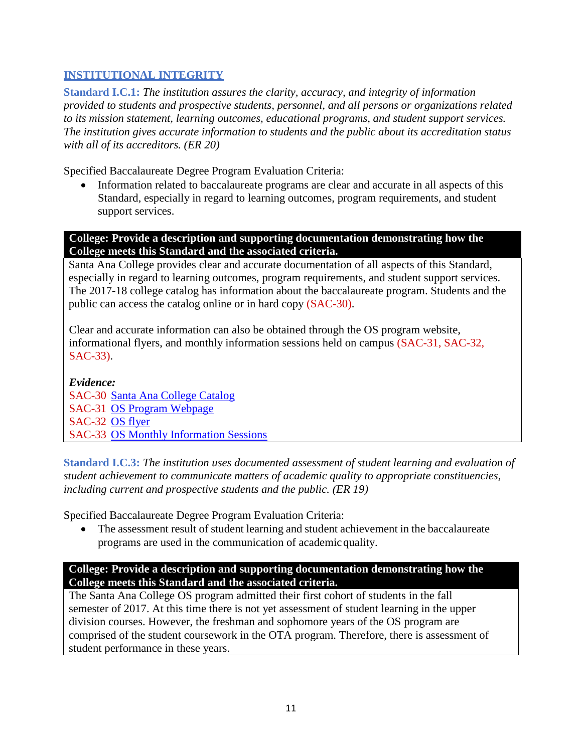## INSTITUTIONAL INTEGRITY

**Standard I.C.1:** *The institution assures the clarity, accuracy, and integrity of information provided to students and prospective students, personnel, and all persons or organizations related to its mission statement, learning outcomes, educational programs, and student support services. The institution gives accurate information to students and the public about its accreditation status with all of its accreditors. (ER 20)*

Specified Baccalaureate Degree Program Evaluation Criteria:

- Information related to baccalaureate programs are clear and accurate in all aspects of this Standard, especially in regard to learning outcomes, program requirements, and student support services.

**College: Provide a description and supporting documentation demonstrating how the College meets this Standard and the associated criteria.**

Santa Ana College provides clear and accurate documentation of all aspects of this Standard, especially in regard to learning outcomes, program requirements, and student support services. The 2017-18 college catalog has information about the baccalaureate program. Students and the public can access the catalog online or in hard copy (SAC-30).

Clear and accurate information can also be obtained through the OS program website, informational flyers, and monthly information sessions held on campus (SAC-31, SAC-32, SAC-33).

***Evidence:***

SAC-30 Santa Ana College Catalog
SAC-31 OS Program Webpage
SAC-32 OS flyer
SAC-33 OS Monthly Information Sessions

**Standard I.C.3:** *The institution uses documented assessment of student learning and evaluation of student achievement to communicate matters of academic quality to appropriate constituencies, including current and prospective students and the public. (ER 19)*

Specified Baccalaureate Degree Program Evaluation Criteria:

- The assessment result of student learning and student achievement in the baccalaureate programs are used in the communication of academic quality.

**College: Provide a description and supporting documentation demonstrating how the College meets this Standard and the associated criteria.**

The Santa Ana College OS program admitted their first cohort of students in the fall semester of 2017. At this time there is not yet assessment of student learning in the upper division courses. However, the freshman and sophomore years of the OS program are comprised of the student coursework in the OTA program. Therefore, there is assessment of student performance in these years.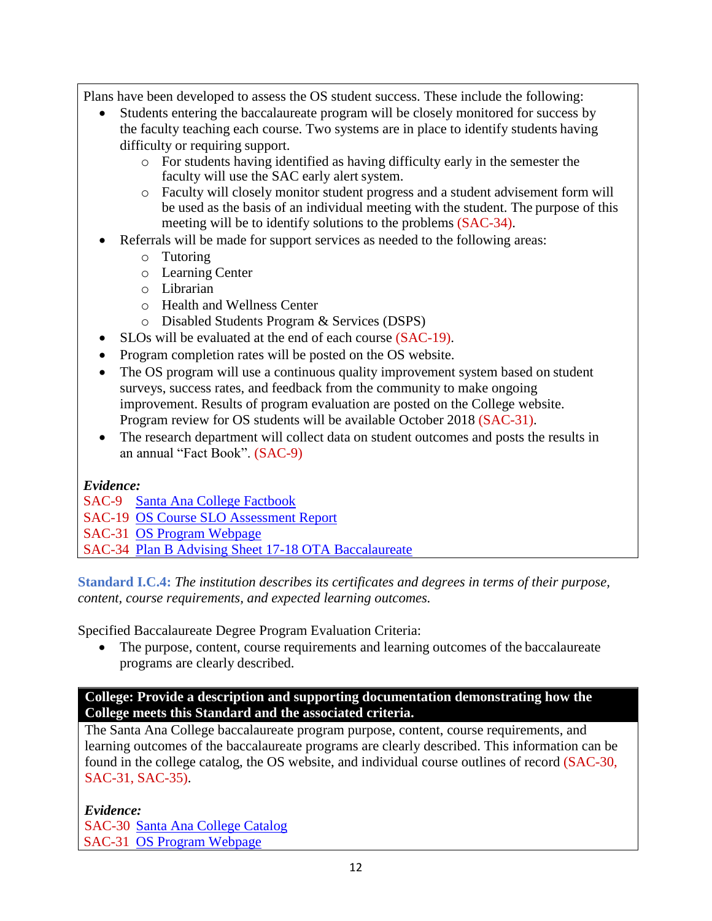Plans have been developed to assess the OS student success. These include the following:

- Students entering the baccalaureate program will be closely monitored for success by the faculty teaching each course. Two systems are in place to identify students having difficulty or requiring support.
  - For students having identified as having difficulty early in the semester the faculty will use the SAC early alert system.
  - Faculty will closely monitor student progress and a student advisement form will be used as the basis of an individual meeting with the student. The purpose of this meeting will be to identify solutions to the problems (SAC-34).
- Referrals will be made for support services as needed to the following areas:
  - Tutoring
  - Learning Center
  - Librarian
  - Health and Wellness Center
  - Disabled Students Program & Services (DSPS)
- SLOs will be evaluated at the end of each course (SAC-19).
- Program completion rates will be posted on the OS website.
- The OS program will use a continuous quality improvement system based on student surveys, success rates, and feedback from the community to make ongoing improvement. Results of program evaluation are posted on the College website. Program review for OS students will be available October 2018 (SAC-31).
- The research department will collect data on student outcomes and posts the results in an annual "Fact Book". (SAC-9)

***Evidence:***

SAC-9 Santa Ana College Factbook
SAC-19 OS Course SLO Assessment Report
SAC-31 OS Program Webpage
SAC-34 Plan B Advising Sheet 17-18 OTA Baccalaureate

**Standard I.C.4:** *The institution describes its certificates and degrees in terms of their purpose, content, course requirements, and expected learning outcomes.*

Specified Baccalaureate Degree Program Evaluation Criteria:

- The purpose, content, course requirements and learning outcomes of the baccalaureate programs are clearly described.

**College: Provide a description and supporting documentation demonstrating how the College meets this Standard and the associated criteria.**

The Santa Ana College baccalaureate program purpose, content, course requirements, and learning outcomes of the baccalaureate programs are clearly described. This information can be found in the college catalog, the OS website, and individual course outlines of record (SAC-30, SAC-31, SAC-35).

***Evidence:***

SAC-30 Santa Ana College Catalog
SAC-31 OS Program Webpage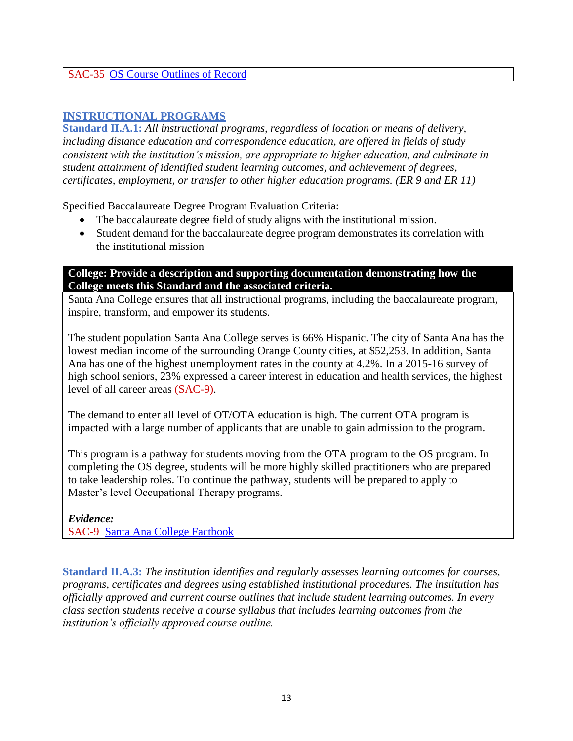SAC-35 OS Course Outlines of Record

## INSTRUCTIONAL PROGRAMS

**Standard II.A.1:** *All instructional programs, regardless of location or means of delivery, including distance education and correspondence education, are offered in fields of study consistent with the institution's mission, are appropriate to higher education, and culminate in student attainment of identified student learning outcomes, and achievement of degrees, certificates, employment, or transfer to other higher education programs. (ER 9 and ER 11)*

Specified Baccalaureate Degree Program Evaluation Criteria:

- The baccalaureate degree field of study aligns with the institutional mission.
- Student demand for the baccalaureate degree program demonstrates its correlation with the institutional mission

**College: Provide a description and supporting documentation demonstrating how the College meets this Standard and the associated criteria.**

Santa Ana College ensures that all instructional programs, including the baccalaureate program, inspire, transform, and empower its students.

The student population Santa Ana College serves is 66% Hispanic. The city of Santa Ana has the lowest median income of the surrounding Orange County cities, at $52,253. In addition, Santa Ana has one of the highest unemployment rates in the county at 4.2%. In a 2015-16 survey of high school seniors, 23% expressed a career interest in education and health services, the highest level of all career areas (SAC-9).

The demand to enter all level of OT/OTA education is high. The current OTA program is impacted with a large number of applicants that are unable to gain admission to the program.

This program is a pathway for students moving from the OTA program to the OS program. In completing the OS degree, students will be more highly skilled practitioners who are prepared to take leadership roles. To continue the pathway, students will be prepared to apply to Master's level Occupational Therapy programs.

***Evidence:***
SAC-9 Santa Ana College Factbook

**Standard II.A.3:** *The institution identifies and regularly assesses learning outcomes for courses, programs, certificates and degrees using established institutional procedures. The institution has officially approved and current course outlines that include student learning outcomes. In every class section students receive a course syllabus that includes learning outcomes from the institution's officially approved course outline.*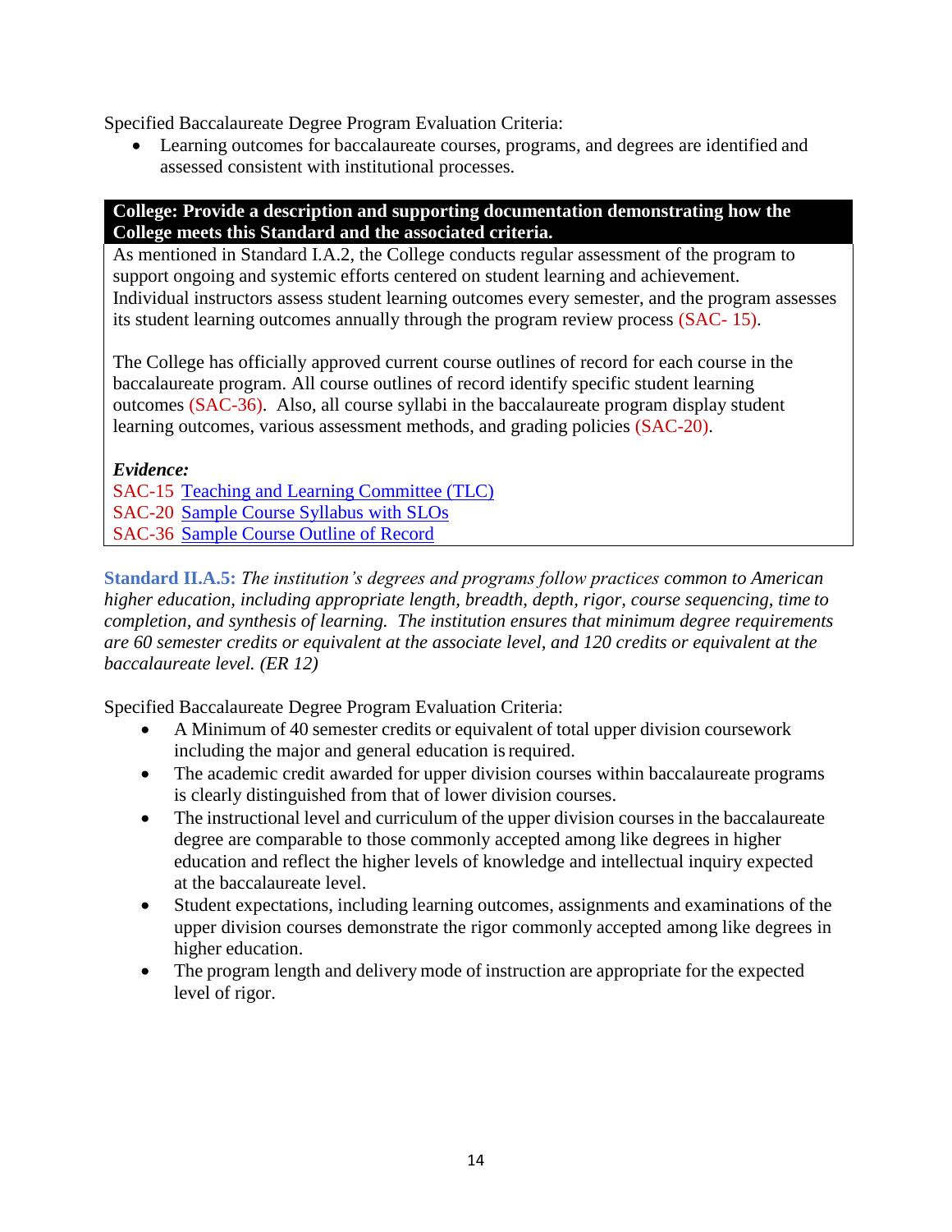Specified Baccalaureate Degree Program Evaluation Criteria:

- Learning outcomes for baccalaureate courses, programs, and degrees are identified and assessed consistent with institutional processes.

**College: Provide a description and supporting documentation demonstrating how the College meets this Standard and the associated criteria.**

As mentioned in Standard I.A.2, the College conducts regular assessment of the program to support ongoing and systemic efforts centered on student learning and achievement. Individual instructors assess student learning outcomes every semester, and the program assesses its student learning outcomes annually through the program review process (SAC- 15).

The College has officially approved current course outlines of record for each course in the baccalaureate program. All course outlines of record identify specific student learning outcomes (SAC-36). Also, all course syllabi in the baccalaureate program display student learning outcomes, various assessment methods, and grading policies (SAC-20).

***Evidence:***

SAC-15 Teaching and Learning Committee (TLC)
SAC-20 Sample Course Syllabus with SLOs
SAC-36 Sample Course Outline of Record

**Standard II.A.5:** *The institution's degrees and programs follow practices common to American higher education, including appropriate length, breadth, depth, rigor, course sequencing, time to completion, and synthesis of learning. The institution ensures that minimum degree requirements are 60 semester credits or equivalent at the associate level, and 120 credits or equivalent at the baccalaureate level. (ER 12)*

Specified Baccalaureate Degree Program Evaluation Criteria:

- A Minimum of 40 semester credits or equivalent of total upper division coursework including the major and general education is required.
- The academic credit awarded for upper division courses within baccalaureate programs is clearly distinguished from that of lower division courses.
- The instructional level and curriculum of the upper division courses in the baccalaureate degree are comparable to those commonly accepted among like degrees in higher education and reflect the higher levels of knowledge and intellectual inquiry expected at the baccalaureate level.
- Student expectations, including learning outcomes, assignments and examinations of the upper division courses demonstrate the rigor commonly accepted among like degrees in higher education.
- The program length and delivery mode of instruction are appropriate for the expected level of rigor.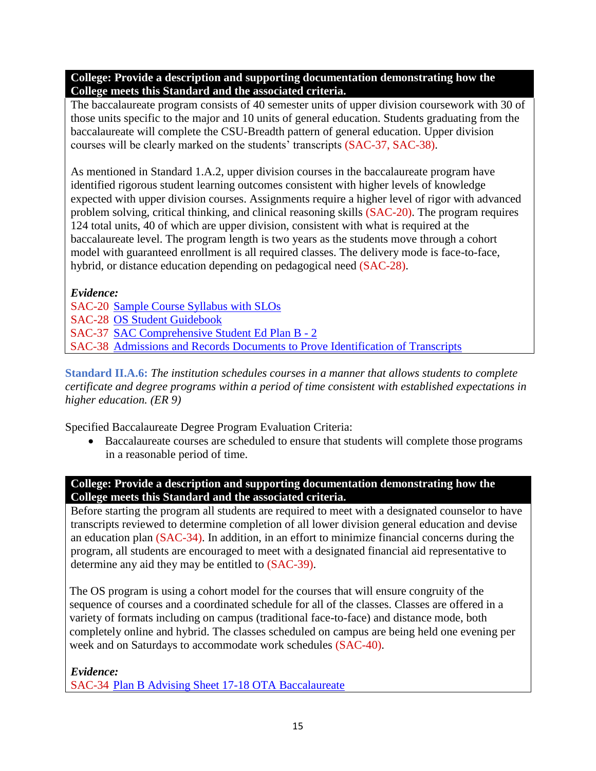**College: Provide a description and supporting documentation demonstrating how the College meets this Standard and the associated criteria.**

The baccalaureate program consists of 40 semester units of upper division coursework with 30 of those units specific to the major and 10 units of general education. Students graduating from the baccalaureate will complete the CSU-Breadth pattern of general education. Upper division courses will be clearly marked on the students' transcripts (SAC-37, SAC-38).

As mentioned in Standard 1.A.2, upper division courses in the baccalaureate program have identified rigorous student learning outcomes consistent with higher levels of knowledge expected with upper division courses. Assignments require a higher level of rigor with advanced problem solving, critical thinking, and clinical reasoning skills (SAC-20). The program requires 124 total units, 40 of which are upper division, consistent with what is required at the baccalaureate level. The program length is two years as the students move through a cohort model with guaranteed enrollment is all required classes. The delivery mode is face-to-face, hybrid, or distance education depending on pedagogical need (SAC-28).

***Evidence:***

SAC-20 Sample Course Syllabus with SLOs
SAC-28 OS Student Guidebook
SAC-37 SAC Comprehensive Student Ed Plan B - 2
SAC-38 Admissions and Records Documents to Prove Identification of Transcripts

**Standard II.A.6:** *The institution schedules courses in a manner that allows students to complete certificate and degree programs within a period of time consistent with established expectations in higher education. (ER 9)*

Specified Baccalaureate Degree Program Evaluation Criteria:

- Baccalaureate courses are scheduled to ensure that students will complete those programs in a reasonable period of time.

**College: Provide a description and supporting documentation demonstrating how the College meets this Standard and the associated criteria.**

Before starting the program all students are required to meet with a designated counselor to have transcripts reviewed to determine completion of all lower division general education and devise an education plan (SAC-34). In addition, in an effort to minimize financial concerns during the program, all students are encouraged to meet with a designated financial aid representative to determine any aid they may be entitled to (SAC-39).

The OS program is using a cohort model for the courses that will ensure congruity of the sequence of courses and a coordinated schedule for all of the classes. Classes are offered in a variety of formats including on campus (traditional face-to-face) and distance mode, both completely online and hybrid. The classes scheduled on campus are being held one evening per week and on Saturdays to accommodate work schedules (SAC-40).

***Evidence:***

SAC-34 Plan B Advising Sheet 17-18 OTA Baccalaureate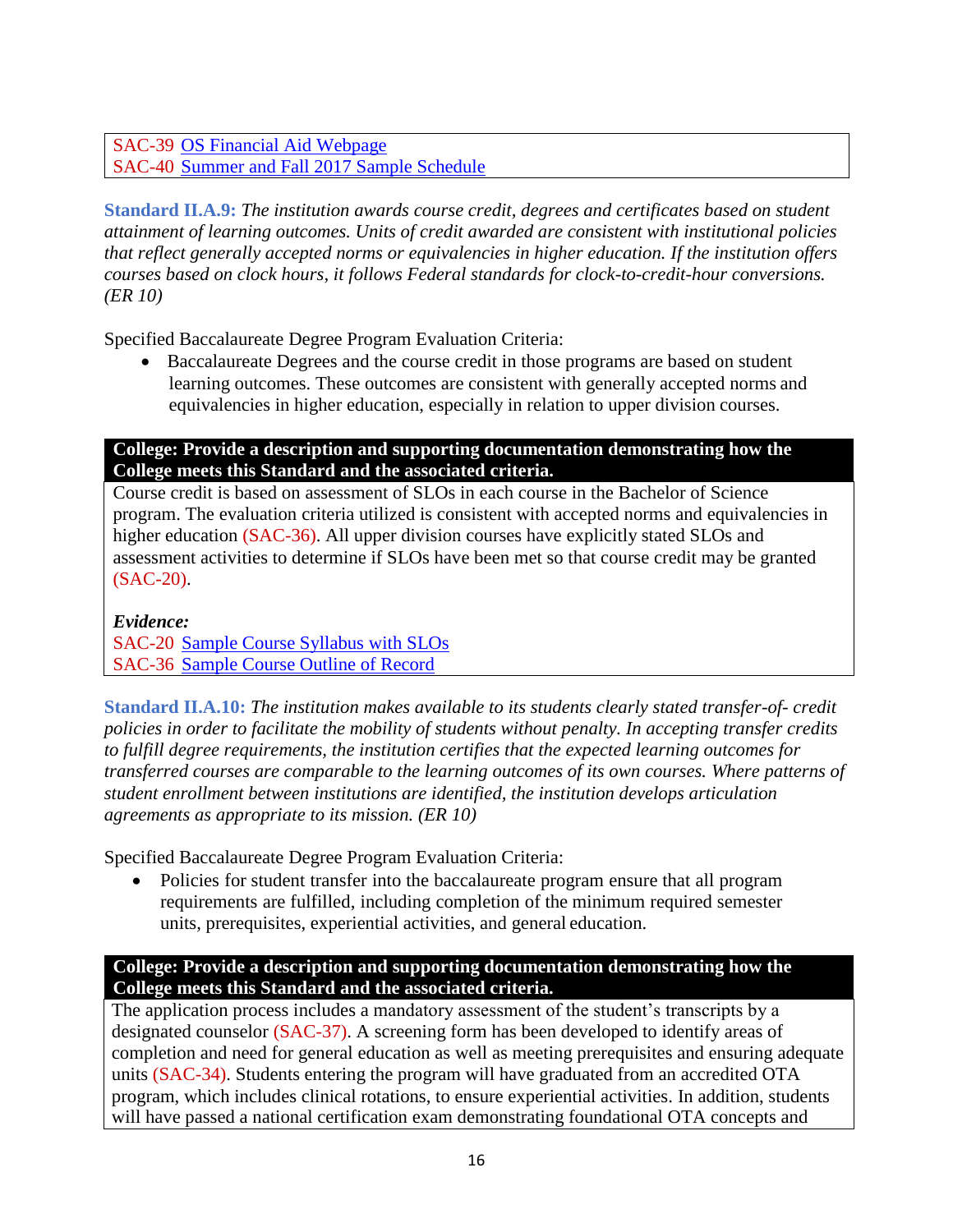SAC-39 OS Financial Aid Webpage
SAC-40 Summer and Fall 2017 Sample Schedule

**Standard II.A.9:** *The institution awards course credit, degrees and certificates based on student attainment of learning outcomes. Units of credit awarded are consistent with institutional policies that reflect generally accepted norms or equivalencies in higher education. If the institution offers courses based on clock hours, it follows Federal standards for clock-to-credit-hour conversions. (ER 10)*

Specified Baccalaureate Degree Program Evaluation Criteria:

- Baccalaureate Degrees and the course credit in those programs are based on student learning outcomes. These outcomes are consistent with generally accepted norms and equivalencies in higher education, especially in relation to upper division courses.

**College: Provide a description and supporting documentation demonstrating how the College meets this Standard and the associated criteria.**

Course credit is based on assessment of SLOs in each course in the Bachelor of Science program. The evaluation criteria utilized is consistent with accepted norms and equivalencies in higher education (SAC-36). All upper division courses have explicitly stated SLOs and assessment activities to determine if SLOs have been met so that course credit may be granted (SAC-20).

***Evidence:***

SAC-20 Sample Course Syllabus with SLOs
SAC-36 Sample Course Outline of Record

**Standard II.A.10:** *The institution makes available to its students clearly stated transfer-of- credit policies in order to facilitate the mobility of students without penalty. In accepting transfer credits to fulfill degree requirements, the institution certifies that the expected learning outcomes for transferred courses are comparable to the learning outcomes of its own courses. Where patterns of student enrollment between institutions are identified, the institution develops articulation agreements as appropriate to its mission. (ER 10)*

Specified Baccalaureate Degree Program Evaluation Criteria:

- Policies for student transfer into the baccalaureate program ensure that all program requirements are fulfilled, including completion of the minimum required semester units, prerequisites, experiential activities, and general education.

**College: Provide a description and supporting documentation demonstrating how the College meets this Standard and the associated criteria.**

The application process includes a mandatory assessment of the student's transcripts by a designated counselor (SAC-37). A screening form has been developed to identify areas of completion and need for general education as well as meeting prerequisites and ensuring adequate units (SAC-34). Students entering the program will have graduated from an accredited OTA program, which includes clinical rotations, to ensure experiential activities. In addition, students will have passed a national certification exam demonstrating foundational OTA concepts and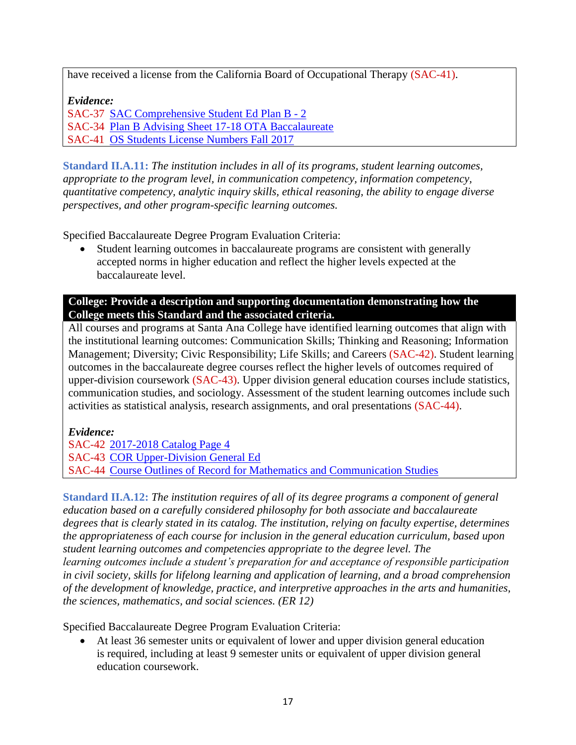have received a license from the California Board of Occupational Therapy (SAC-41).

***Evidence:***
SAC-37 SAC Comprehensive Student Ed Plan B - 2
SAC-34 Plan B Advising Sheet 17-18 OTA Baccalaureate
SAC-41 OS Students License Numbers Fall 2017

**Standard II.A.11:** *The institution includes in all of its programs, student learning outcomes, appropriate to the program level, in communication competency, information competency, quantitative competency, analytic inquiry skills, ethical reasoning, the ability to engage diverse perspectives, and other program-specific learning outcomes.*

Specified Baccalaureate Degree Program Evaluation Criteria:

- Student learning outcomes in baccalaureate programs are consistent with generally accepted norms in higher education and reflect the higher levels expected at the baccalaureate level.

**College: Provide a description and supporting documentation demonstrating how the College meets this Standard and the associated criteria.**

All courses and programs at Santa Ana College have identified learning outcomes that align with the institutional learning outcomes: Communication Skills; Thinking and Reasoning; Information Management; Diversity; Civic Responsibility; Life Skills; and Careers (SAC-42). Student learning outcomes in the baccalaureate degree courses reflect the higher levels of outcomes required of upper-division coursework (SAC-43). Upper division general education courses include statistics, communication studies, and sociology. Assessment of the student learning outcomes include such activities as statistical analysis, research assignments, and oral presentations (SAC-44).

***Evidence:***
SAC-42 2017-2018 Catalog Page 4
SAC-43 COR Upper-Division General Ed
SAC-44 Course Outlines of Record for Mathematics and Communication Studies

**Standard II.A.12:** *The institution requires of all of its degree programs a component of general education based on a carefully considered philosophy for both associate and baccalaureate degrees that is clearly stated in its catalog. The institution, relying on faculty expertise, determines the appropriateness of each course for inclusion in the general education curriculum, based upon student learning outcomes and competencies appropriate to the degree level. The learning outcomes include a student's preparation for and acceptance of responsible participation in civil society, skills for lifelong learning and application of learning, and a broad comprehension of the development of knowledge, practice, and interpretive approaches in the arts and humanities, the sciences, mathematics, and social sciences. (ER 12)*

Specified Baccalaureate Degree Program Evaluation Criteria:

- At least 36 semester units or equivalent of lower and upper division general education is required, including at least 9 semester units or equivalent of upper division general education coursework.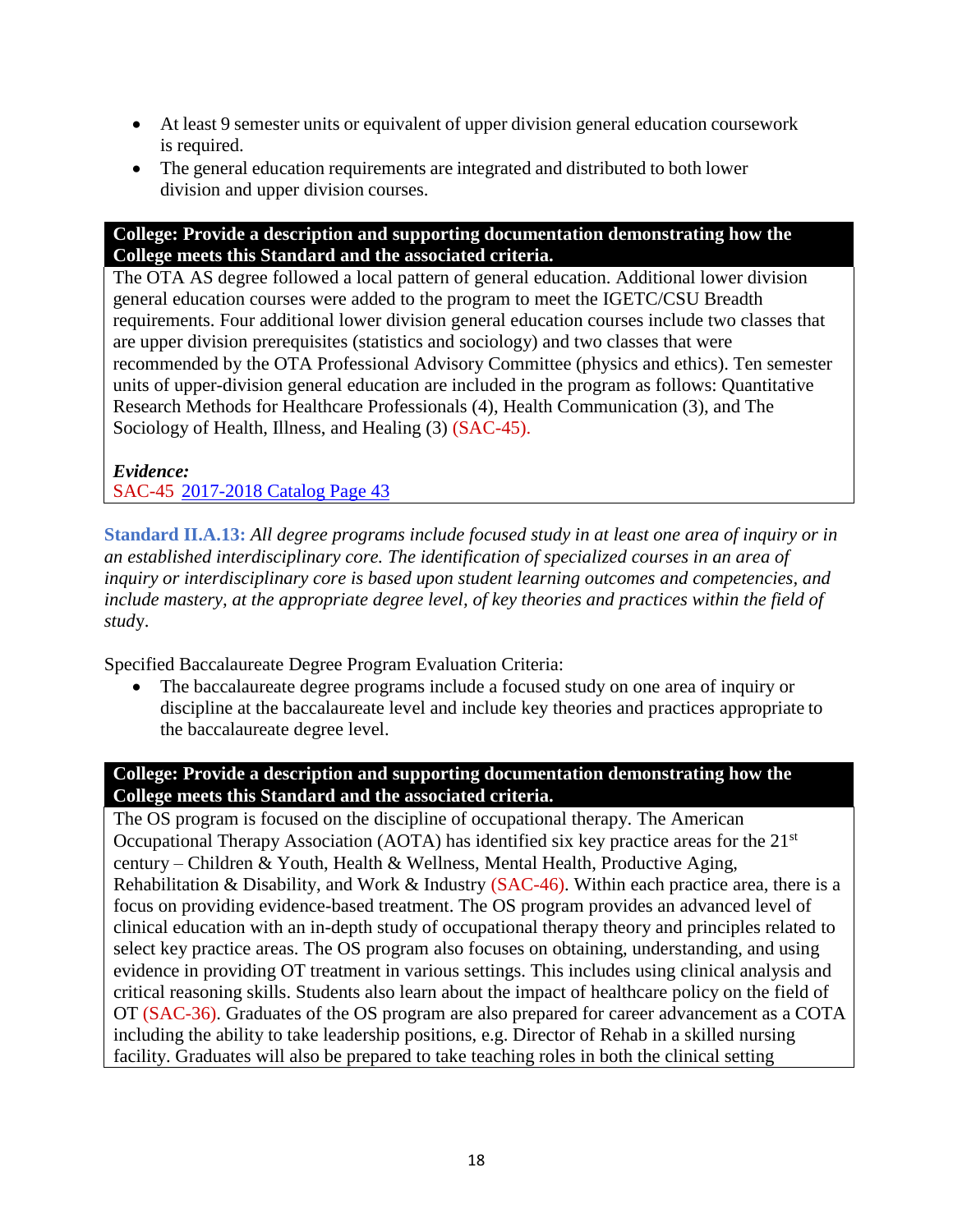- At least 9 semester units or equivalent of upper division general education coursework is required.
- The general education requirements are integrated and distributed to both lower division and upper division courses.

**College: Provide a description and supporting documentation demonstrating how the College meets this Standard and the associated criteria.**

The OTA AS degree followed a local pattern of general education. Additional lower division general education courses were added to the program to meet the IGETC/CSU Breadth requirements. Four additional lower division general education courses include two classes that are upper division prerequisites (statistics and sociology) and two classes that were recommended by the OTA Professional Advisory Committee (physics and ethics). Ten semester units of upper-division general education are included in the program as follows: Quantitative Research Methods for Healthcare Professionals (4), Health Communication (3), and The Sociology of Health, Illness, and Healing (3) (SAC-45).

***Evidence:***
SAC-45 [2017-2018 Catalog Page 43]

**Standard II.A.13:** *All degree programs include focused study in at least one area of inquiry or in an established interdisciplinary core. The identification of specialized courses in an area of inquiry or interdisciplinary core is based upon student learning outcomes and competencies, and include mastery, at the appropriate degree level, of key theories and practices within the field of study.*

Specified Baccalaureate Degree Program Evaluation Criteria:

- The baccalaureate degree programs include a focused study on one area of inquiry or discipline at the baccalaureate level and include key theories and practices appropriate to the baccalaureate degree level.

**College: Provide a description and supporting documentation demonstrating how the College meets this Standard and the associated criteria.**

The OS program is focused on the discipline of occupational therapy. The American Occupational Therapy Association (AOTA) has identified six key practice areas for the 21st century – Children & Youth, Health & Wellness, Mental Health, Productive Aging, Rehabilitation & Disability, and Work & Industry (SAC-46). Within each practice area, there is a focus on providing evidence-based treatment. The OS program provides an advanced level of clinical education with an in-depth study of occupational therapy theory and principles related to select key practice areas. The OS program also focuses on obtaining, understanding, and using evidence in providing OT treatment in various settings. This includes using clinical analysis and critical reasoning skills. Students also learn about the impact of healthcare policy on the field of OT (SAC-36). Graduates of the OS program are also prepared for career advancement as a COTA including the ability to take leadership positions, e.g. Director of Rehab in a skilled nursing facility. Graduates will also be prepared to take teaching roles in both the clinical setting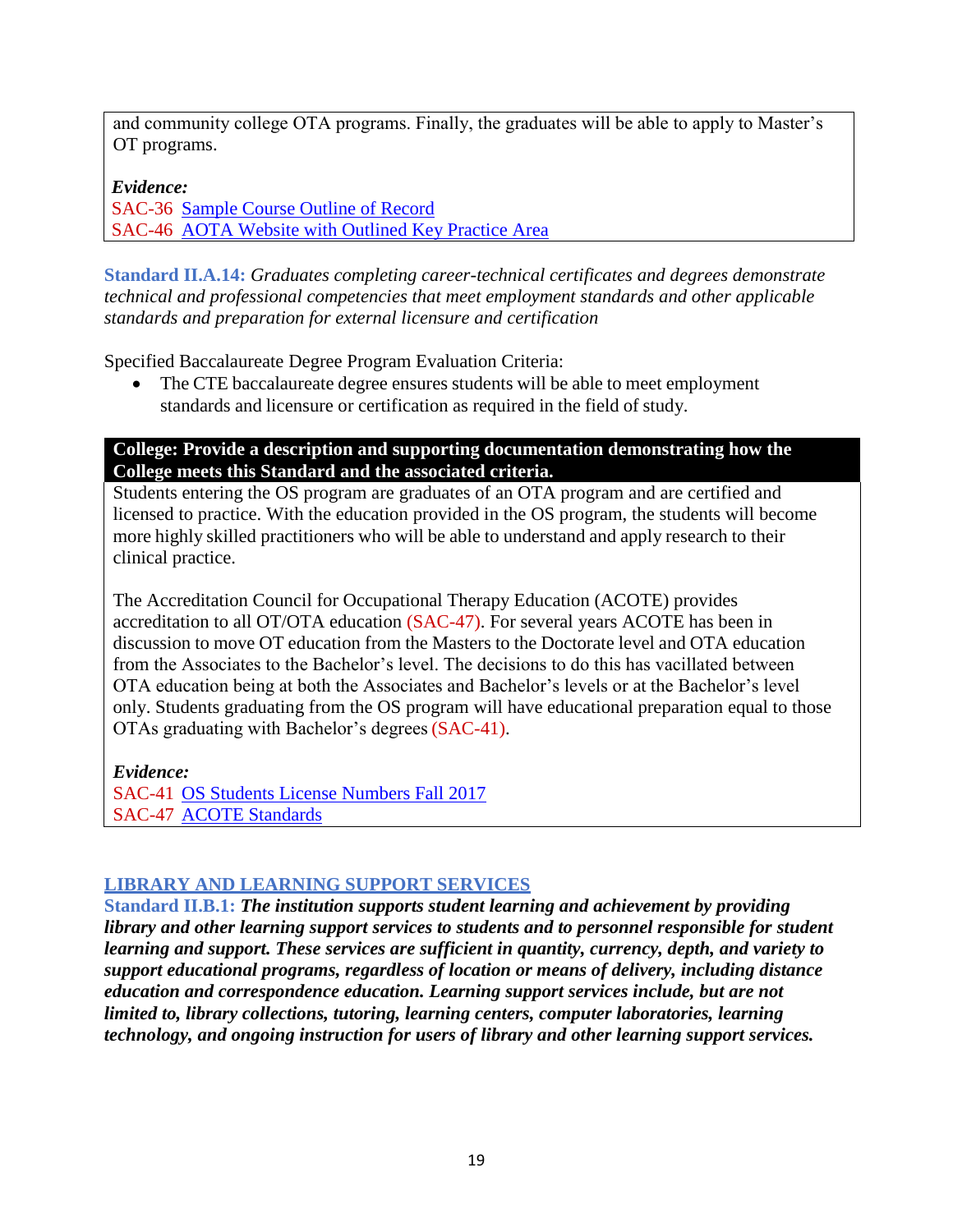and community college OTA programs. Finally, the graduates will be able to apply to Master's OT programs.

***Evidence:***
SAC-36 Sample Course Outline of Record
SAC-46 AOTA Website with Outlined Key Practice Area

**Standard II.A.14:** *Graduates completing career-technical certificates and degrees demonstrate technical and professional competencies that meet employment standards and other applicable standards and preparation for external licensure and certification*

Specified Baccalaureate Degree Program Evaluation Criteria:

- The CTE baccalaureate degree ensures students will be able to meet employment standards and licensure or certification as required in the field of study.

**College: Provide a description and supporting documentation demonstrating how the College meets this Standard and the associated criteria.**

Students entering the OS program are graduates of an OTA program and are certified and licensed to practice. With the education provided in the OS program, the students will become more highly skilled practitioners who will be able to understand and apply research to their clinical practice.

The Accreditation Council for Occupational Therapy Education (ACOTE) provides accreditation to all OT/OTA education (SAC-47). For several years ACOTE has been in discussion to move OT education from the Masters to the Doctorate level and OTA education from the Associates to the Bachelor's level. The decisions to do this has vacillated between OTA education being at both the Associates and Bachelor's levels or at the Bachelor's level only. Students graduating from the OS program will have educational preparation equal to those OTAs graduating with Bachelor's degrees (SAC-41).

***Evidence:***
SAC-41 OS Students License Numbers Fall 2017
SAC-47 ACOTE Standards

## LIBRARY AND LEARNING SUPPORT SERVICES

**Standard II.B.1:** ***The institution supports student learning and achievement by providing library and other learning support services to students and to personnel responsible for student learning and support. These services are sufficient in quantity, currency, depth, and variety to support educational programs, regardless of location or means of delivery, including distance education and correspondence education. Learning support services include, but are not limited to, library collections, tutoring, learning centers, computer laboratories, learning technology, and ongoing instruction for users of library and other learning support services.***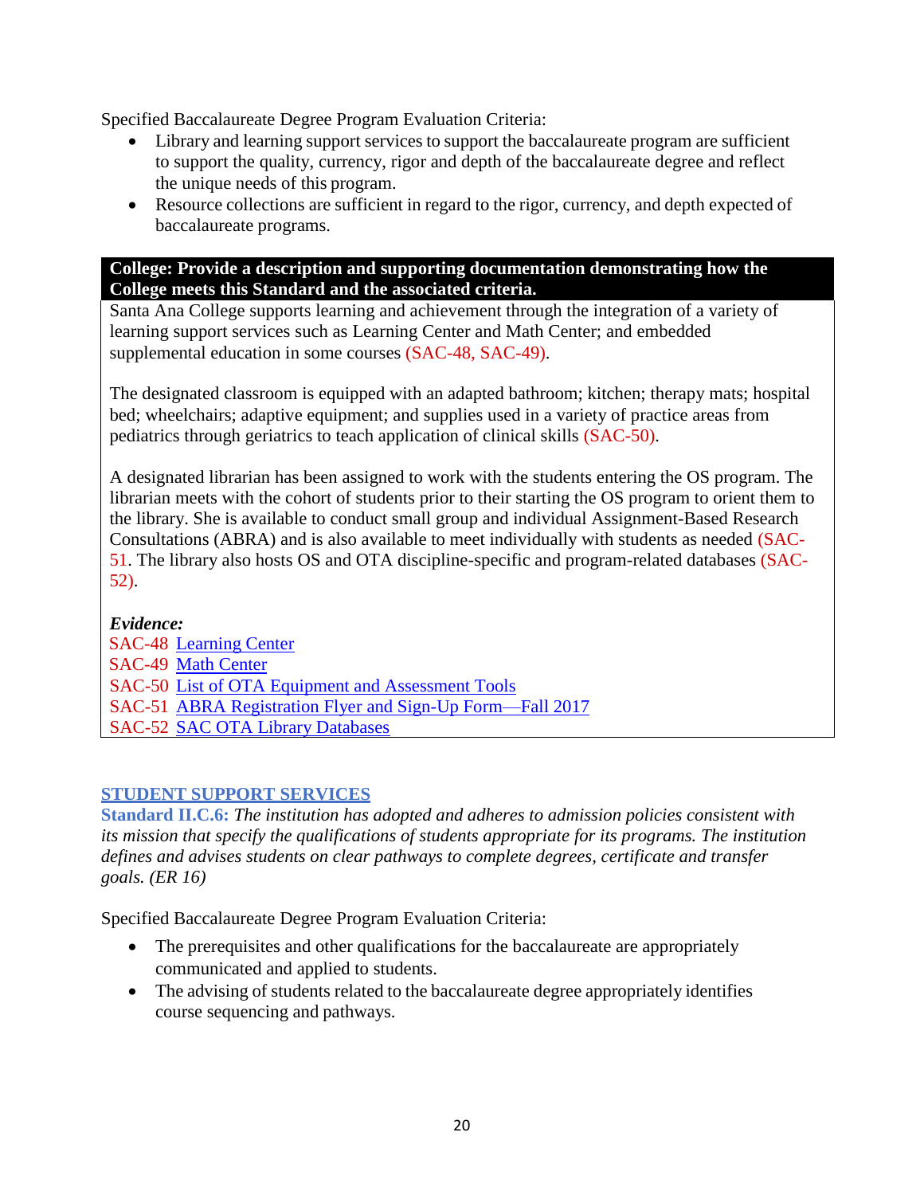Specified Baccalaureate Degree Program Evaluation Criteria:

- Library and learning support services to support the baccalaureate program are sufficient to support the quality, currency, rigor and depth of the baccalaureate degree and reflect the unique needs of this program.
- Resource collections are sufficient in regard to the rigor, currency, and depth expected of baccalaureate programs.

**College: Provide a description and supporting documentation demonstrating how the College meets this Standard and the associated criteria.**

Santa Ana College supports learning and achievement through the integration of a variety of learning support services such as Learning Center and Math Center; and embedded supplemental education in some courses (SAC-48, SAC-49).

The designated classroom is equipped with an adapted bathroom; kitchen; therapy mats; hospital bed; wheelchairs; adaptive equipment; and supplies used in a variety of practice areas from pediatrics through geriatrics to teach application of clinical skills (SAC-50).

A designated librarian has been assigned to work with the students entering the OS program. The librarian meets with the cohort of students prior to their starting the OS program to orient them to the library. She is available to conduct small group and individual Assignment-Based Research Consultations (ABRA) and is also available to meet individually with students as needed (SAC-51. The library also hosts OS and OTA discipline-specific and program-related databases (SAC-52).

***Evidence:***

SAC-48 Learning Center
SAC-49 Math Center
SAC-50 List of OTA Equipment and Assessment Tools
SAC-51 ABRA Registration Flyer and Sign-Up Form—Fall 2017
SAC-52 SAC OTA Library Databases

## STUDENT SUPPORT SERVICES

**Standard II.C.6:** *The institution has adopted and adheres to admission policies consistent with its mission that specify the qualifications of students appropriate for its programs. The institution defines and advises students on clear pathways to complete degrees, certificate and transfer goals. (ER 16)*

Specified Baccalaureate Degree Program Evaluation Criteria:

- The prerequisites and other qualifications for the baccalaureate are appropriately communicated and applied to students.
- The advising of students related to the baccalaureate degree appropriately identifies course sequencing and pathways.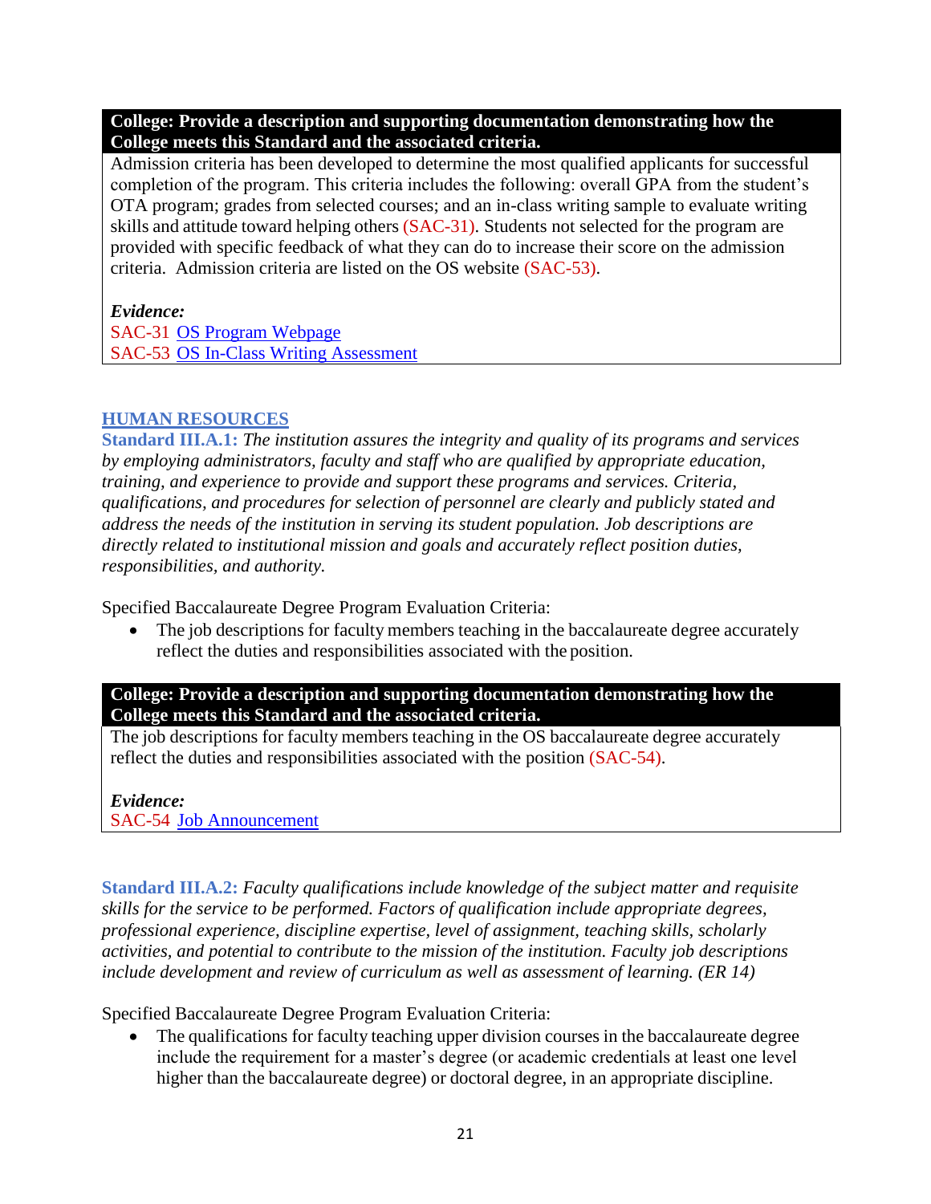**College: Provide a description and supporting documentation demonstrating how the College meets this Standard and the associated criteria.**

Admission criteria has been developed to determine the most qualified applicants for successful completion of the program. This criteria includes the following: overall GPA from the student's OTA program; grades from selected courses; and an in-class writing sample to evaluate writing skills and attitude toward helping others (SAC-31). Students not selected for the program are provided with specific feedback of what they can do to increase their score on the admission criteria. Admission criteria are listed on the OS website (SAC-53).

***Evidence:***

SAC-31 OS Program Webpage
SAC-53 OS In-Class Writing Assessment

## HUMAN RESOURCES

**Standard III.A.1:** *The institution assures the integrity and quality of its programs and services by employing administrators, faculty and staff who are qualified by appropriate education, training, and experience to provide and support these programs and services. Criteria, qualifications, and procedures for selection of personnel are clearly and publicly stated and address the needs of the institution in serving its student population. Job descriptions are directly related to institutional mission and goals and accurately reflect position duties, responsibilities, and authority.*

Specified Baccalaureate Degree Program Evaluation Criteria:

- The job descriptions for faculty members teaching in the baccalaureate degree accurately reflect the duties and responsibilities associated with the position.

**College: Provide a description and supporting documentation demonstrating how the College meets this Standard and the associated criteria.**

The job descriptions for faculty members teaching in the OS baccalaureate degree accurately reflect the duties and responsibilities associated with the position (SAC-54).

***Evidence:***

SAC-54 Job Announcement

**Standard III.A.2:** *Faculty qualifications include knowledge of the subject matter and requisite skills for the service to be performed. Factors of qualification include appropriate degrees, professional experience, discipline expertise, level of assignment, teaching skills, scholarly activities, and potential to contribute to the mission of the institution. Faculty job descriptions include development and review of curriculum as well as assessment of learning. (ER 14)*

Specified Baccalaureate Degree Program Evaluation Criteria:

- The qualifications for faculty teaching upper division courses in the baccalaureate degree include the requirement for a master's degree (or academic credentials at least one level higher than the baccalaureate degree) or doctoral degree, in an appropriate discipline.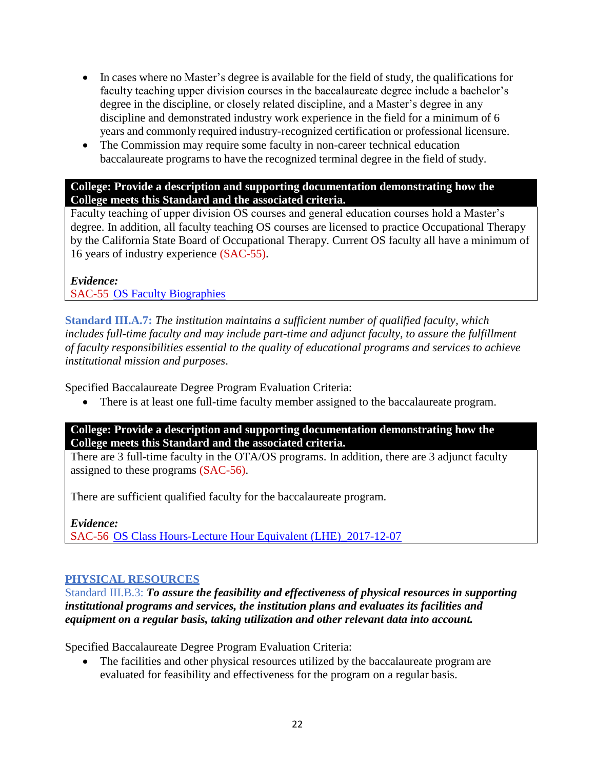- In cases where no Master's degree is available for the field of study, the qualifications for faculty teaching upper division courses in the baccalaureate degree include a bachelor's degree in the discipline, or closely related discipline, and a Master's degree in any discipline and demonstrated industry work experience in the field for a minimum of 6 years and commonly required industry-recognized certification or professional licensure.
- The Commission may require some faculty in non-career technical education baccalaureate programs to have the recognized terminal degree in the field of study.

| **College: Provide a description and supporting documentation demonstrating how the College meets this Standard and the associated criteria.** |
|---|
| Faculty teaching of upper division OS courses and general education courses hold a Master's degree. In addition, all faculty teaching OS courses are licensed to practice Occupational Therapy by the California State Board of Occupational Therapy. Current OS faculty all have a minimum of 16 years of industry experience (SAC-55).<br><br>***Evidence:***<br>SAC-55 OS Faculty Biographies |

**Standard III.A.7:** *The institution maintains a sufficient number of qualified faculty, which includes full-time faculty and may include part-time and adjunct faculty, to assure the fulfillment of faculty responsibilities essential to the quality of educational programs and services to achieve institutional mission and purposes.*

Specified Baccalaureate Degree Program Evaluation Criteria:

- There is at least one full-time faculty member assigned to the baccalaureate program.

| **College: Provide a description and supporting documentation demonstrating how the College meets this Standard and the associated criteria.** |
|---|
| There are 3 full-time faculty in the OTA/OS programs. In addition, there are 3 adjunct faculty assigned to these programs (SAC-56).<br><br>There are sufficient qualified faculty for the baccalaureate program.<br><br>***Evidence:***<br>SAC-56 OS Class Hours-Lecture Hour Equivalent (LHE)_2017-12-07 |

## PHYSICAL RESOURCES

Standard III.B.3: ***To assure the feasibility and effectiveness of physical resources in supporting institutional programs and services, the institution plans and evaluates its facilities and equipment on a regular basis, taking utilization and other relevant data into account.***

Specified Baccalaureate Degree Program Evaluation Criteria:

- The facilities and other physical resources utilized by the baccalaureate program are evaluated for feasibility and effectiveness for the program on a regular basis.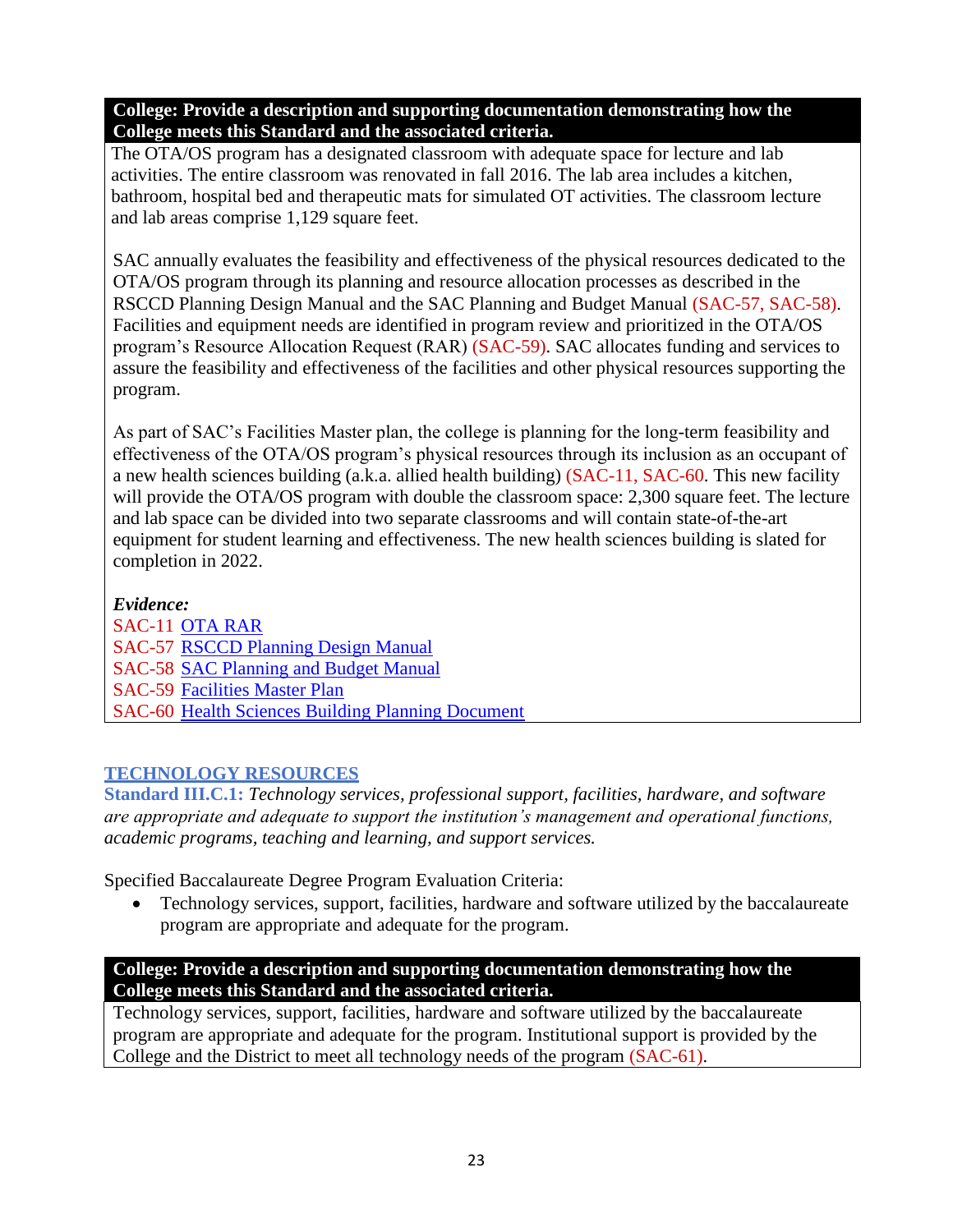**College: Provide a description and supporting documentation demonstrating how the College meets this Standard and the associated criteria.**

The OTA/OS program has a designated classroom with adequate space for lecture and lab activities. The entire classroom was renovated in fall 2016. The lab area includes a kitchen, bathroom, hospital bed and therapeutic mats for simulated OT activities. The classroom lecture and lab areas comprise 1,129 square feet.

SAC annually evaluates the feasibility and effectiveness of the physical resources dedicated to the OTA/OS program through its planning and resource allocation processes as described in the RSCCD Planning Design Manual and the SAC Planning and Budget Manual (SAC-57, SAC-58). Facilities and equipment needs are identified in program review and prioritized in the OTA/OS program's Resource Allocation Request (RAR) (SAC-59). SAC allocates funding and services to assure the feasibility and effectiveness of the facilities and other physical resources supporting the program.

As part of SAC's Facilities Master plan, the college is planning for the long-term feasibility and effectiveness of the OTA/OS program's physical resources through its inclusion as an occupant of a new health sciences building (a.k.a. allied health building) (SAC-11, SAC-60. This new facility will provide the OTA/OS program with double the classroom space: 2,300 square feet. The lecture and lab space can be divided into two separate classrooms and will contain state-of-the-art equipment for student learning and effectiveness. The new health sciences building is slated for completion in 2022.

***Evidence:***

SAC-11 OTA RAR
SAC-57 RSCCD Planning Design Manual
SAC-58 SAC Planning and Budget Manual
SAC-59 Facilities Master Plan
SAC-60 Health Sciences Building Planning Document

## TECHNOLOGY RESOURCES

**Standard III.C.1:** *Technology services, professional support, facilities, hardware, and software are appropriate and adequate to support the institution's management and operational functions, academic programs, teaching and learning, and support services.*

Specified Baccalaureate Degree Program Evaluation Criteria:

- Technology services, support, facilities, hardware and software utilized by the baccalaureate program are appropriate and adequate for the program.

**College: Provide a description and supporting documentation demonstrating how the College meets this Standard and the associated criteria.**

Technology services, support, facilities, hardware and software utilized by the baccalaureate program are appropriate and adequate for the program. Institutional support is provided by the College and the District to meet all technology needs of the program (SAC-61).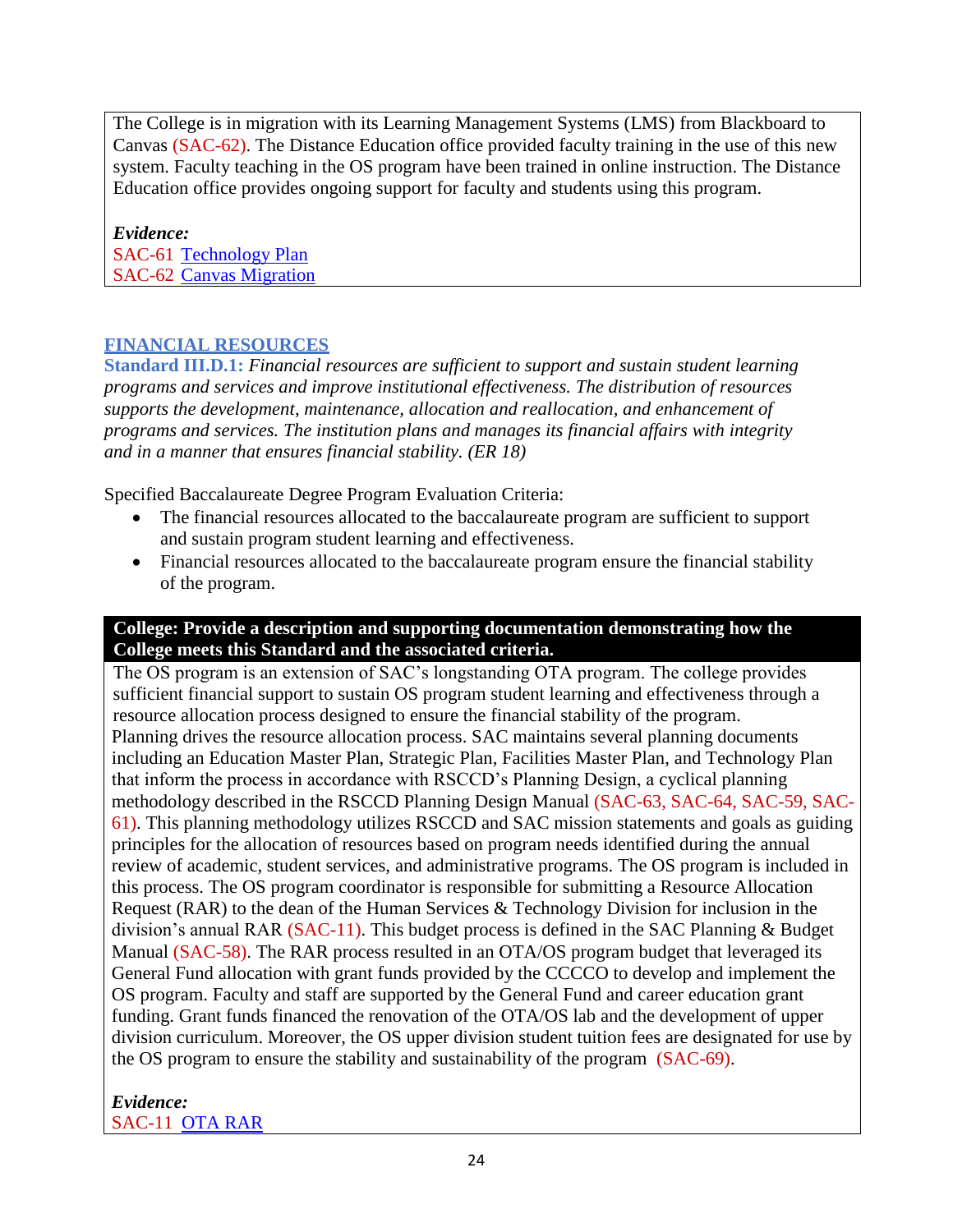The College is in migration with its Learning Management Systems (LMS) from Blackboard to Canvas (SAC-62). The Distance Education office provided faculty training in the use of this new system. Faculty teaching in the OS program have been trained in online instruction. The Distance Education office provides ongoing support for faculty and students using this program.

***Evidence:***
SAC-61 Technology Plan
SAC-62 Canvas Migration

## FINANCIAL RESOURCES

**Standard III.D.1:** *Financial resources are sufficient to support and sustain student learning programs and services and improve institutional effectiveness. The distribution of resources supports the development, maintenance, allocation and reallocation, and enhancement of programs and services. The institution plans and manages its financial affairs with integrity and in a manner that ensures financial stability. (ER 18)*

Specified Baccalaureate Degree Program Evaluation Criteria:

- The financial resources allocated to the baccalaureate program are sufficient to support and sustain program student learning and effectiveness.
- Financial resources allocated to the baccalaureate program ensure the financial stability of the program.

**College: Provide a description and supporting documentation demonstrating how the College meets this Standard and the associated criteria.**

The OS program is an extension of SAC's longstanding OTA program. The college provides sufficient financial support to sustain OS program student learning and effectiveness through a resource allocation process designed to ensure the financial stability of the program. Planning drives the resource allocation process. SAC maintains several planning documents including an Education Master Plan, Strategic Plan, Facilities Master Plan, and Technology Plan that inform the process in accordance with RSCCD's Planning Design, a cyclical planning methodology described in the RSCCD Planning Design Manual (SAC-63, SAC-64, SAC-59, SAC-61). This planning methodology utilizes RSCCD and SAC mission statements and goals as guiding principles for the allocation of resources based on program needs identified during the annual review of academic, student services, and administrative programs. The OS program is included in this process. The OS program coordinator is responsible for submitting a Resource Allocation Request (RAR) to the dean of the Human Services & Technology Division for inclusion in the division's annual RAR (SAC-11). This budget process is defined in the SAC Planning & Budget Manual (SAC-58). The RAR process resulted in an OTA/OS program budget that leveraged its General Fund allocation with grant funds provided by the CCCCO to develop and implement the OS program. Faculty and staff are supported by the General Fund and career education grant funding. Grant funds financed the renovation of the OTA/OS lab and the development of upper division curriculum. Moreover, the OS upper division student tuition fees are designated for use by the OS program to ensure the stability and sustainability of the program (SAC-69).

***Evidence:***
SAC-11 OTA RAR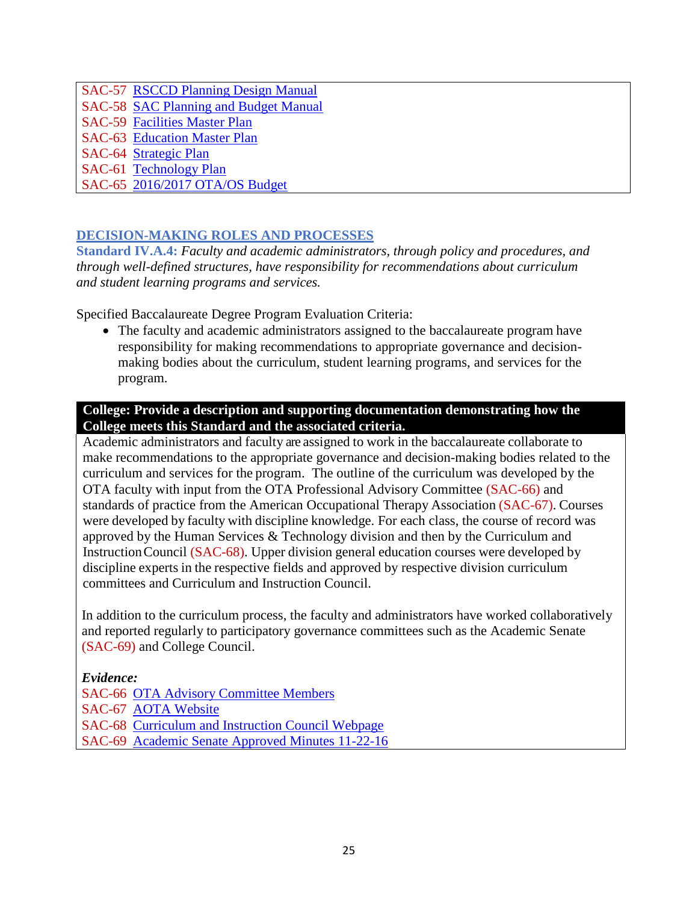SAC-57 RSCCD Planning Design Manual
SAC-58 SAC Planning and Budget Manual
SAC-59 Facilities Master Plan
SAC-63 Education Master Plan
SAC-64 Strategic Plan
SAC-61 Technology Plan
SAC-65 2016/2017 OTA/OS Budget

## DECISION-MAKING ROLES AND PROCESSES

**Standard IV.A.4:** *Faculty and academic administrators, through policy and procedures, and through well-defined structures, have responsibility for recommendations about curriculum and student learning programs and services.*

Specified Baccalaureate Degree Program Evaluation Criteria:

- The faculty and academic administrators assigned to the baccalaureate program have responsibility for making recommendations to appropriate governance and decision-making bodies about the curriculum, student learning programs, and services for the program.

**College: Provide a description and supporting documentation demonstrating how the College meets this Standard and the associated criteria.**

Academic administrators and faculty are assigned to work in the baccalaureate collaborate to make recommendations to the appropriate governance and decision-making bodies related to the curriculum and services for the program. The outline of the curriculum was developed by the OTA faculty with input from the OTA Professional Advisory Committee (SAC-66) and standards of practice from the American Occupational Therapy Association (SAC-67). Courses were developed by faculty with discipline knowledge. For each class, the course of record was approved by the Human Services & Technology division and then by the Curriculum and Instruction Council (SAC-68). Upper division general education courses were developed by discipline experts in the respective fields and approved by respective division curriculum committees and Curriculum and Instruction Council.

In addition to the curriculum process, the faculty and administrators have worked collaboratively and reported regularly to participatory governance committees such as the Academic Senate (SAC-69) and College Council.

***Evidence:***

SAC-66 OTA Advisory Committee Members
SAC-67 AOTA Website
SAC-68 Curriculum and Instruction Council Webpage
SAC-69 Academic Senate Approved Minutes 11-22-16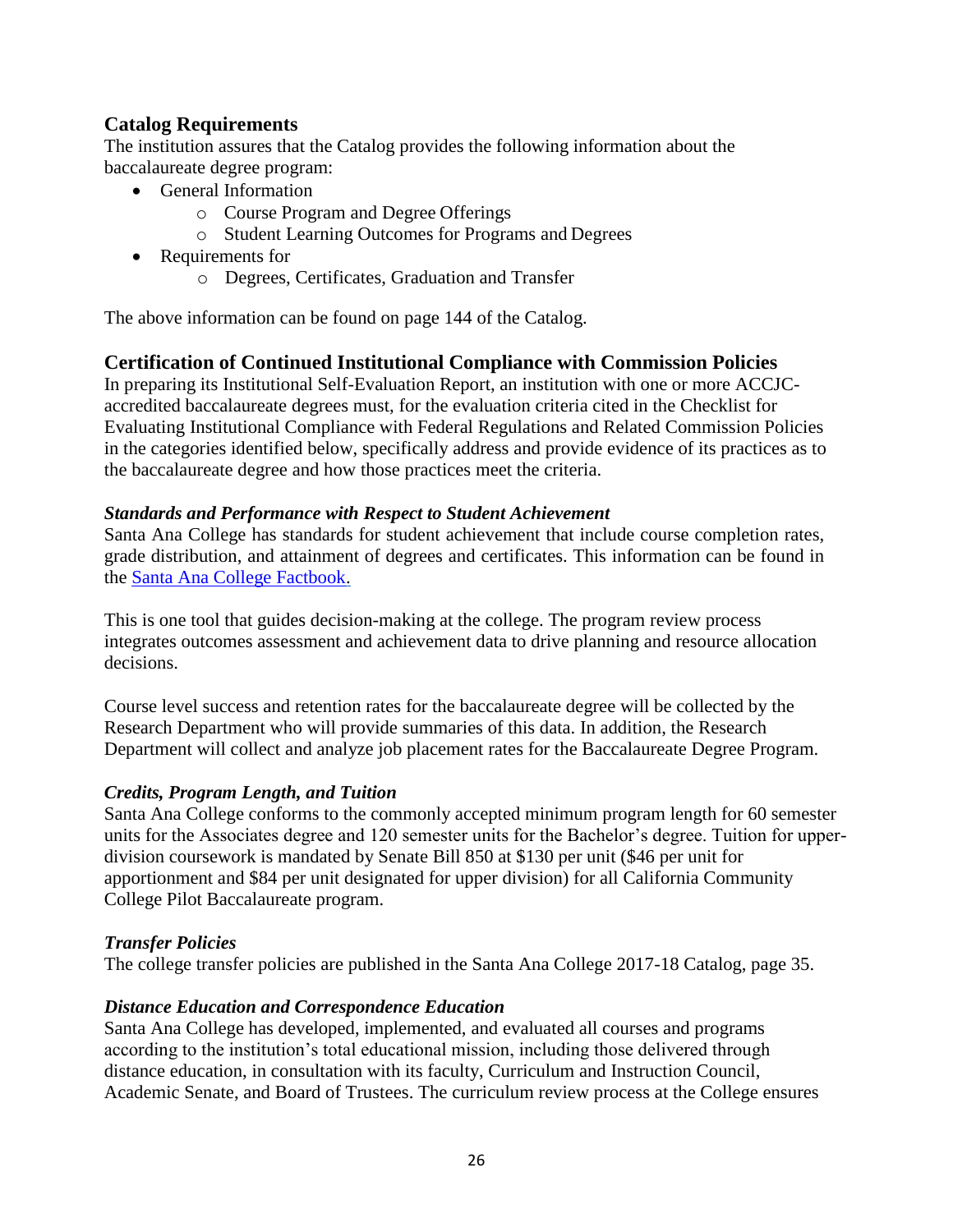## Catalog Requirements

The institution assures that the Catalog provides the following information about the baccalaureate degree program:

- General Information
    - Course Program and Degree Offerings
    - Student Learning Outcomes for Programs and Degrees
- Requirements for
    - Degrees, Certificates, Graduation and Transfer

The above information can be found on page 144 of the Catalog.

## Certification of Continued Institutional Compliance with Commission Policies

In preparing its Institutional Self-Evaluation Report, an institution with one or more ACCJC-accredited baccalaureate degrees must, for the evaluation criteria cited in the Checklist for Evaluating Institutional Compliance with Federal Regulations and Related Commission Policies in the categories identified below, specifically address and provide evidence of its practices as to the baccalaureate degree and how those practices meet the criteria.

### *Standards and Performance with Respect to Student Achievement*

Santa Ana College has standards for student achievement that include course completion rates, grade distribution, and attainment of degrees and certificates. This information can be found in the Santa Ana College Factbook.

This is one tool that guides decision-making at the college. The program review process integrates outcomes assessment and achievement data to drive planning and resource allocation decisions.

Course level success and retention rates for the baccalaureate degree will be collected by the Research Department who will provide summaries of this data. In addition, the Research Department will collect and analyze job placement rates for the Baccalaureate Degree Program.

### *Credits, Program Length, and Tuition*

Santa Ana College conforms to the commonly accepted minimum program length for 60 semester units for the Associates degree and 120 semester units for the Bachelor's degree. Tuition for upper-division coursework is mandated by Senate Bill 850 at $130 per unit ($46 per unit for apportionment and $84 per unit designated for upper division) for all California Community College Pilot Baccalaureate program.

### *Transfer Policies*

The college transfer policies are published in the Santa Ana College 2017-18 Catalog, page 35.

### *Distance Education and Correspondence Education*

Santa Ana College has developed, implemented, and evaluated all courses and programs according to the institution's total educational mission, including those delivered through distance education, in consultation with its faculty, Curriculum and Instruction Council, Academic Senate, and Board of Trustees. The curriculum review process at the College ensures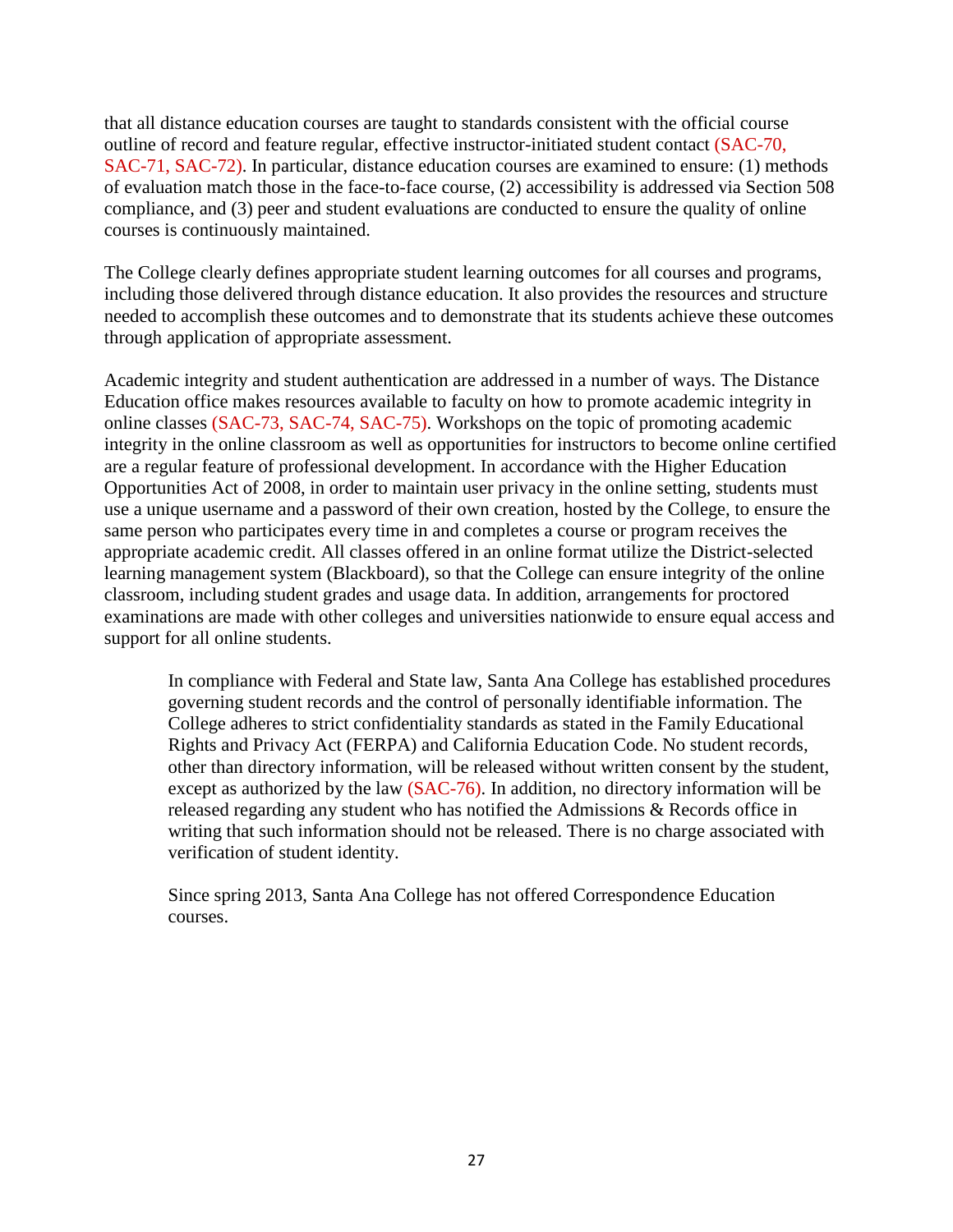that all distance education courses are taught to standards consistent with the official course outline of record and feature regular, effective instructor-initiated student contact (SAC-70, SAC-71, SAC-72). In particular, distance education courses are examined to ensure: (1) methods of evaluation match those in the face-to-face course, (2) accessibility is addressed via Section 508 compliance, and (3) peer and student evaluations are conducted to ensure the quality of online courses is continuously maintained.

The College clearly defines appropriate student learning outcomes for all courses and programs, including those delivered through distance education. It also provides the resources and structure needed to accomplish these outcomes and to demonstrate that its students achieve these outcomes through application of appropriate assessment.

Academic integrity and student authentication are addressed in a number of ways. The Distance Education office makes resources available to faculty on how to promote academic integrity in online classes (SAC-73, SAC-74, SAC-75). Workshops on the topic of promoting academic integrity in the online classroom as well as opportunities for instructors to become online certified are a regular feature of professional development. In accordance with the Higher Education Opportunities Act of 2008, in order to maintain user privacy in the online setting, students must use a unique username and a password of their own creation, hosted by the College, to ensure the same person who participates every time in and completes a course or program receives the appropriate academic credit. All classes offered in an online format utilize the District-selected learning management system (Blackboard), so that the College can ensure integrity of the online classroom, including student grades and usage data. In addition, arrangements for proctored examinations are made with other colleges and universities nationwide to ensure equal access and support for all online students.

> In compliance with Federal and State law, Santa Ana College has established procedures governing student records and the control of personally identifiable information. The College adheres to strict confidentiality standards as stated in the Family Educational Rights and Privacy Act (FERPA) and California Education Code. No student records, other than directory information, will be released without written consent by the student, except as authorized by the law (SAC-76). In addition, no directory information will be released regarding any student who has notified the Admissions & Records office in writing that such information should not be released. There is no charge associated with verification of student identity.
>
> Since spring 2013, Santa Ana College has not offered Correspondence Education courses.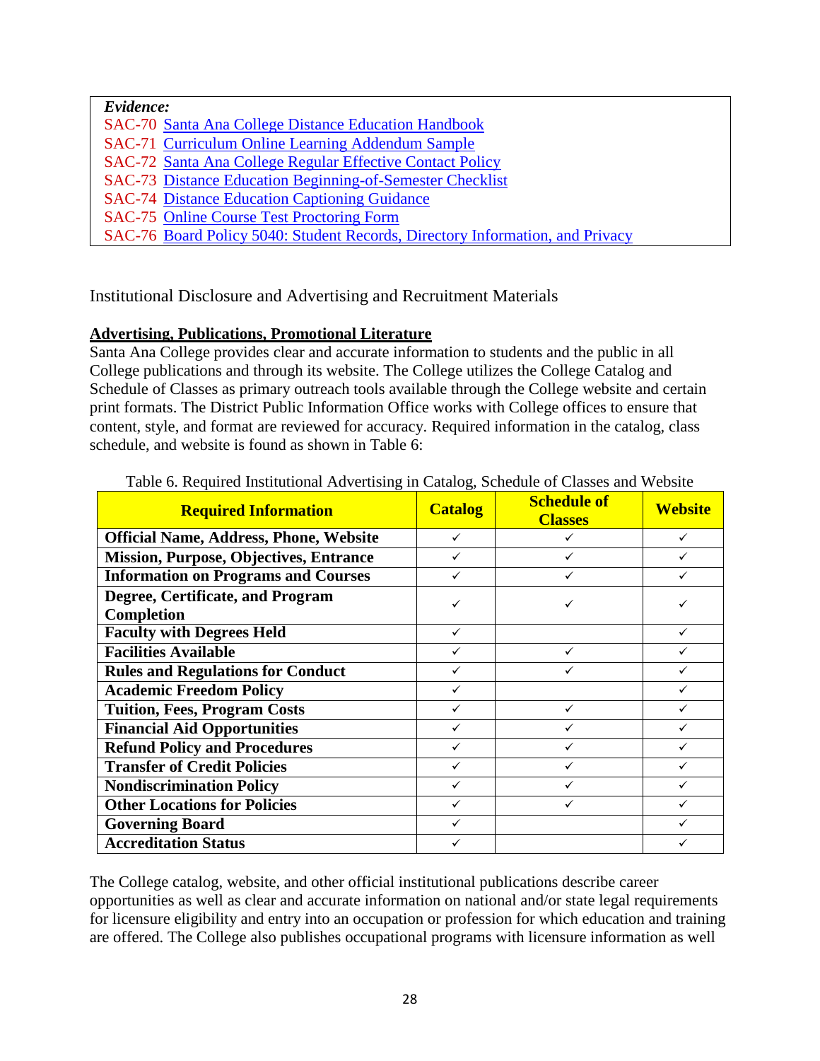*Evidence:*
SAC-70 Santa Ana College Distance Education Handbook
SAC-71 Curriculum Online Learning Addendum Sample
SAC-72 Santa Ana College Regular Effective Contact Policy
SAC-73 Distance Education Beginning-of-Semester Checklist
SAC-74 Distance Education Captioning Guidance
SAC-75 Online Course Test Proctoring Form
SAC-76 Board Policy 5040: Student Records, Directory Information, and Privacy

Institutional Disclosure and Advertising and Recruitment Materials

**Advertising, Publications, Promotional Literature**

Santa Ana College provides clear and accurate information to students and the public in all College publications and through its website. The College utilizes the College Catalog and Schedule of Classes as primary outreach tools available through the College website and certain print formats. The District Public Information Office works with College offices to ensure that content, style, and format are reviewed for accuracy. Required information in the catalog, class schedule, and website is found as shown in Table 6:

Table 6. Required Institutional Advertising in Catalog, Schedule of Classes and Website

| Required Information | Catalog | Schedule of Classes | Website |
|---|---|---|---|
| **Official Name, Address, Phone, Website** | ✓ | ✓ | ✓ |
| **Mission, Purpose, Objectives, Entrance** | ✓ | ✓ | ✓ |
| **Information on Programs and Courses** | ✓ | ✓ | ✓ |
| **Degree, Certificate, and Program Completion** | ✓ | ✓ | ✓ |
| **Faculty with Degrees Held** | ✓ | | ✓ |
| **Facilities Available** | ✓ | ✓ | ✓ |
| **Rules and Regulations for Conduct** | ✓ | ✓ | ✓ |
| **Academic Freedom Policy** | ✓ | | ✓ |
| **Tuition, Fees, Program Costs** | ✓ | ✓ | ✓ |
| **Financial Aid Opportunities** | ✓ | ✓ | ✓ |
| **Refund Policy and Procedures** | ✓ | ✓ | ✓ |
| **Transfer of Credit Policies** | ✓ | ✓ | ✓ |
| **Nondiscrimination Policy** | ✓ | ✓ | ✓ |
| **Other Locations for Policies** | ✓ | ✓ | ✓ |
| **Governing Board** | ✓ | | ✓ |
| **Accreditation Status** | ✓ | | ✓ |

The College catalog, website, and other official institutional publications describe career opportunities as well as clear and accurate information on national and/or state legal requirements for licensure eligibility and entry into an occupation or profession for which education and training are offered. The College also publishes occupational programs with licensure information as well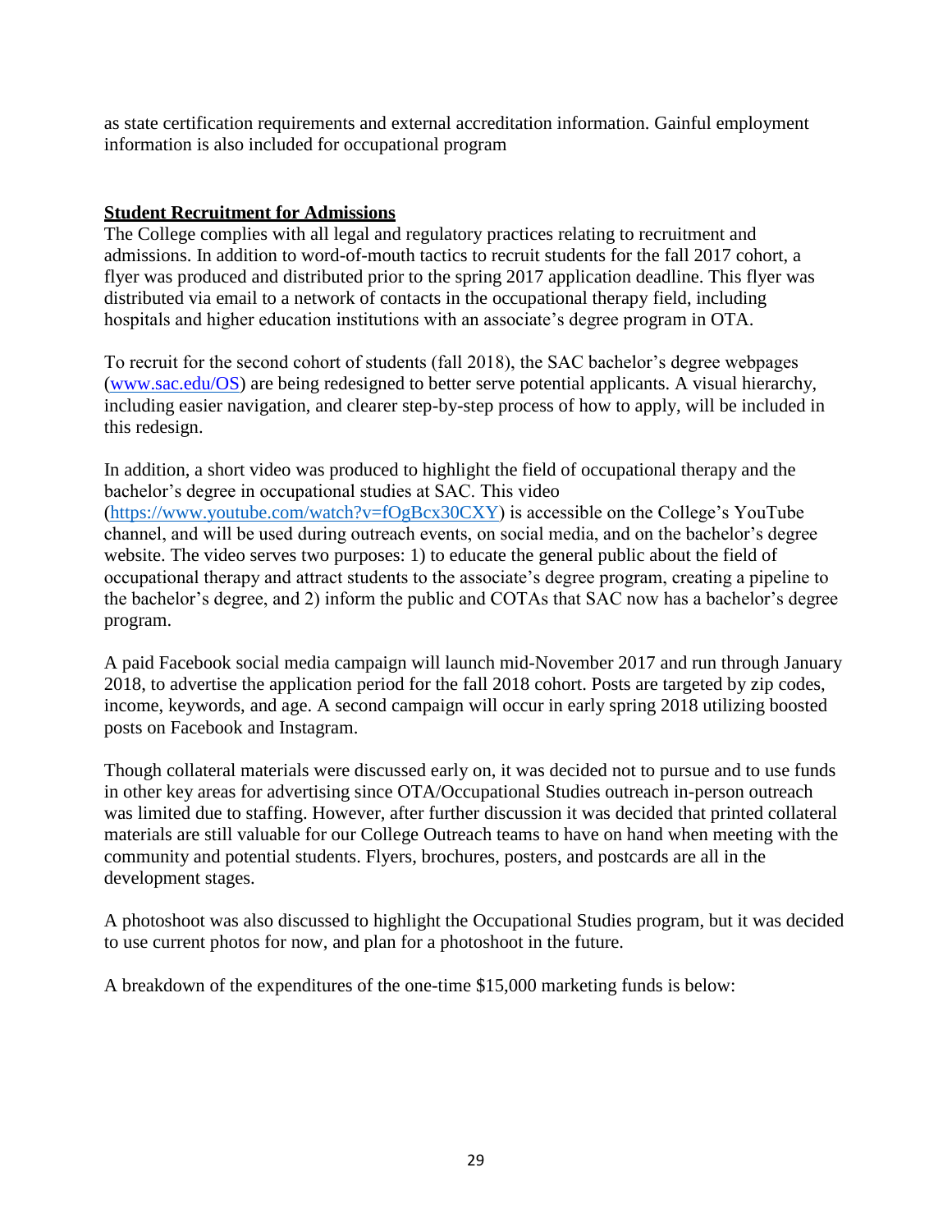as state certification requirements and external accreditation information. Gainful employment information is also included for occupational program

**Student Recruitment for Admissions**

The College complies with all legal and regulatory practices relating to recruitment and admissions. In addition to word-of-mouth tactics to recruit students for the fall 2017 cohort, a flyer was produced and distributed prior to the spring 2017 application deadline. This flyer was distributed via email to a network of contacts in the occupational therapy field, including hospitals and higher education institutions with an associate's degree program in OTA.

To recruit for the second cohort of students (fall 2018), the SAC bachelor's degree webpages (www.sac.edu/OS) are being redesigned to better serve potential applicants. A visual hierarchy, including easier navigation, and clearer step-by-step process of how to apply, will be included in this redesign.

In addition, a short video was produced to highlight the field of occupational therapy and the bachelor's degree in occupational studies at SAC. This video (https://www.youtube.com/watch?v=fOgBcx30CXY) is accessible on the College's YouTube channel, and will be used during outreach events, on social media, and on the bachelor's degree website. The video serves two purposes: 1) to educate the general public about the field of occupational therapy and attract students to the associate's degree program, creating a pipeline to the bachelor's degree, and 2) inform the public and COTAs that SAC now has a bachelor's degree program.

A paid Facebook social media campaign will launch mid-November 2017 and run through January 2018, to advertise the application period for the fall 2018 cohort. Posts are targeted by zip codes, income, keywords, and age. A second campaign will occur in early spring 2018 utilizing boosted posts on Facebook and Instagram.

Though collateral materials were discussed early on, it was decided not to pursue and to use funds in other key areas for advertising since OTA/Occupational Studies outreach in-person outreach was limited due to staffing. However, after further discussion it was decided that printed collateral materials are still valuable for our College Outreach teams to have on hand when meeting with the community and potential students. Flyers, brochures, posters, and postcards are all in the development stages.

A photoshoot was also discussed to highlight the Occupational Studies program, but it was decided to use current photos for now, and plan for a photoshoot in the future.

A breakdown of the expenditures of the one-time $15,000 marketing funds is below: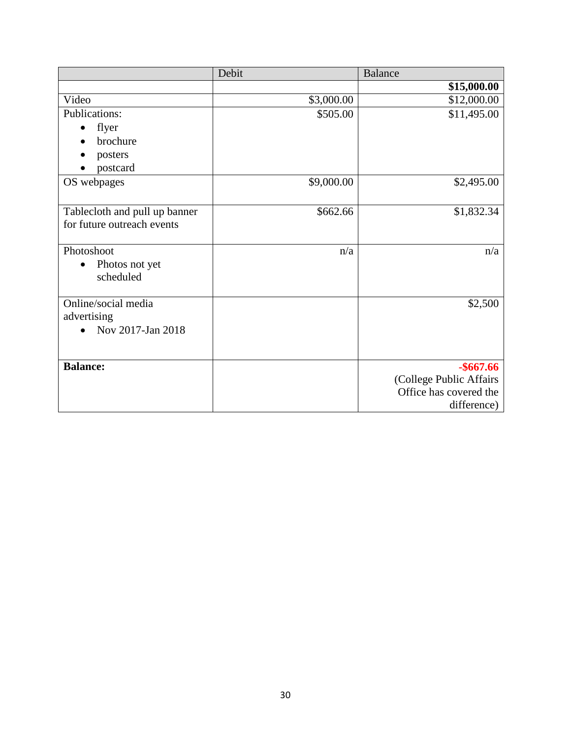| | Debit | Balance |
|---|---|---|
| | | **$15,000.00** |
| Video | $3,000.00 | $12,000.00 |
| Publications:<br>• flyer<br>• brochure<br>• posters<br>• postcard | $505.00 | $11,495.00 |
| OS webpages | $9,000.00 | $2,495.00 |
| Tablecloth and pull up banner for future outreach events | $662.66 | $1,832.34 |
| Photoshoot<br>• Photos not yet scheduled | n/a | n/a |
| Online/social media advertising<br>• Nov 2017-Jan 2018 | | $2,500 |
| **Balance:** | | **-$667.66**<br>(College Public Affairs Office has covered the difference) |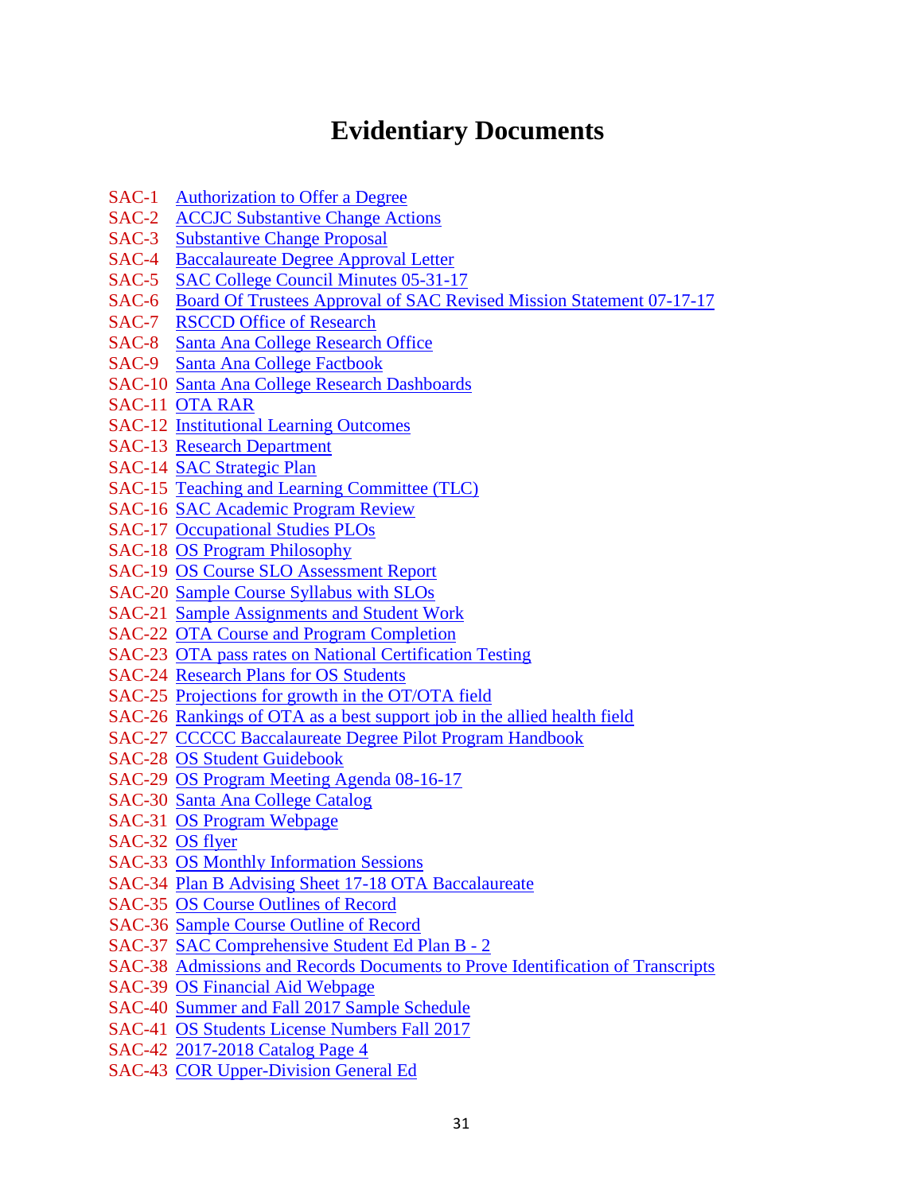# Evidentiary Documents

SAC-1 Authorization to Offer a Degree
SAC-2 ACCJC Substantive Change Actions
SAC-3 Substantive Change Proposal
SAC-4 Baccalaureate Degree Approval Letter
SAC-5 SAC College Council Minutes 05-31-17
SAC-6 Board Of Trustees Approval of SAC Revised Mission Statement 07-17-17
SAC-7 RSCCD Office of Research
SAC-8 Santa Ana College Research Office
SAC-9 Santa Ana College Factbook
SAC-10 Santa Ana College Research Dashboards
SAC-11 OTA RAR
SAC-12 Institutional Learning Outcomes
SAC-13 Research Department
SAC-14 SAC Strategic Plan
SAC-15 Teaching and Learning Committee (TLC)
SAC-16 SAC Academic Program Review
SAC-17 Occupational Studies PLOs
SAC-18 OS Program Philosophy
SAC-19 OS Course SLO Assessment Report
SAC-20 Sample Course Syllabus with SLOs
SAC-21 Sample Assignments and Student Work
SAC-22 OTA Course and Program Completion
SAC-23 OTA pass rates on National Certification Testing
SAC-24 Research Plans for OS Students
SAC-25 Projections for growth in the OT/OTA field
SAC-26 Rankings of OTA as a best support job in the allied health field
SAC-27 CCCCC Baccalaureate Degree Pilot Program Handbook
SAC-28 OS Student Guidebook
SAC-29 OS Program Meeting Agenda 08-16-17
SAC-30 Santa Ana College Catalog
SAC-31 OS Program Webpage
SAC-32 OS flyer
SAC-33 OS Monthly Information Sessions
SAC-34 Plan B Advising Sheet 17-18 OTA Baccalaureate
SAC-35 OS Course Outlines of Record
SAC-36 Sample Course Outline of Record
SAC-37 SAC Comprehensive Student Ed Plan B - 2
SAC-38 Admissions and Records Documents to Prove Identification of Transcripts
SAC-39 OS Financial Aid Webpage
SAC-40 Summer and Fall 2017 Sample Schedule
SAC-41 OS Students License Numbers Fall 2017
SAC-42 2017-2018 Catalog Page 4
SAC-43 COR Upper-Division General Ed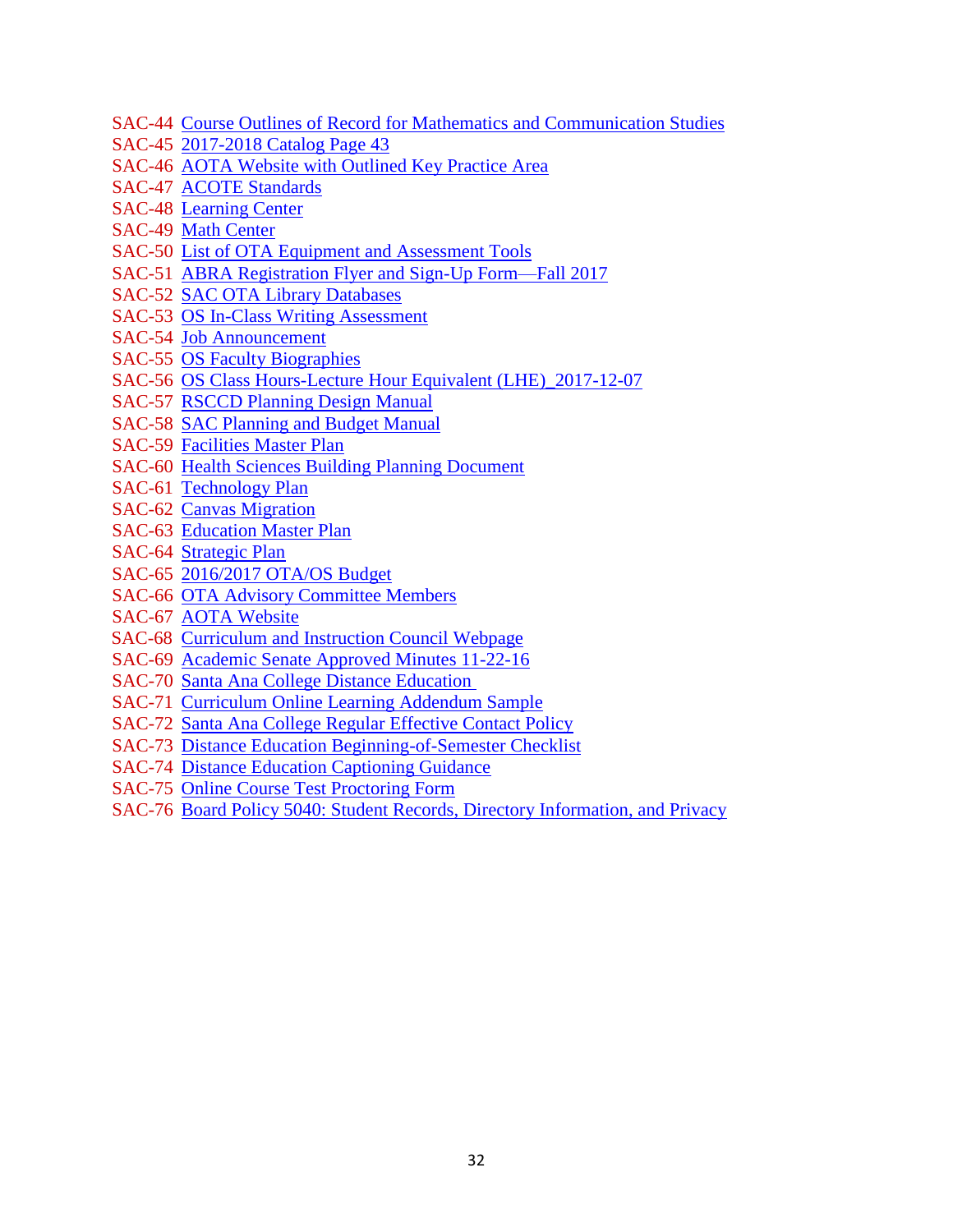SAC-44 Course Outlines of Record for Mathematics and Communication Studies
SAC-45 2017-2018 Catalog Page 43
SAC-46 AOTA Website with Outlined Key Practice Area
SAC-47 ACOTE Standards
SAC-48 Learning Center
SAC-49 Math Center
SAC-50 List of OTA Equipment and Assessment Tools
SAC-51 ABRA Registration Flyer and Sign-Up Form—Fall 2017
SAC-52 SAC OTA Library Databases
SAC-53 OS In-Class Writing Assessment
SAC-54 Job Announcement
SAC-55 OS Faculty Biographies
SAC-56 OS Class Hours-Lecture Hour Equivalent (LHE)_2017-12-07
SAC-57 RSCCD Planning Design Manual
SAC-58 SAC Planning and Budget Manual
SAC-59 Facilities Master Plan
SAC-60 Health Sciences Building Planning Document
SAC-61 Technology Plan
SAC-62 Canvas Migration
SAC-63 Education Master Plan
SAC-64 Strategic Plan
SAC-65 2016/2017 OTA/OS Budget
SAC-66 OTA Advisory Committee Members
SAC-67 AOTA Website
SAC-68 Curriculum and Instruction Council Webpage
SAC-69 Academic Senate Approved Minutes 11-22-16
SAC-70 Santa Ana College Distance Education
SAC-71 Curriculum Online Learning Addendum Sample
SAC-72 Santa Ana College Regular Effective Contact Policy
SAC-73 Distance Education Beginning-of-Semester Checklist
SAC-74 Distance Education Captioning Guidance
SAC-75 Online Course Test Proctoring Form
SAC-76 Board Policy 5040: Student Records, Directory Information, and Privacy